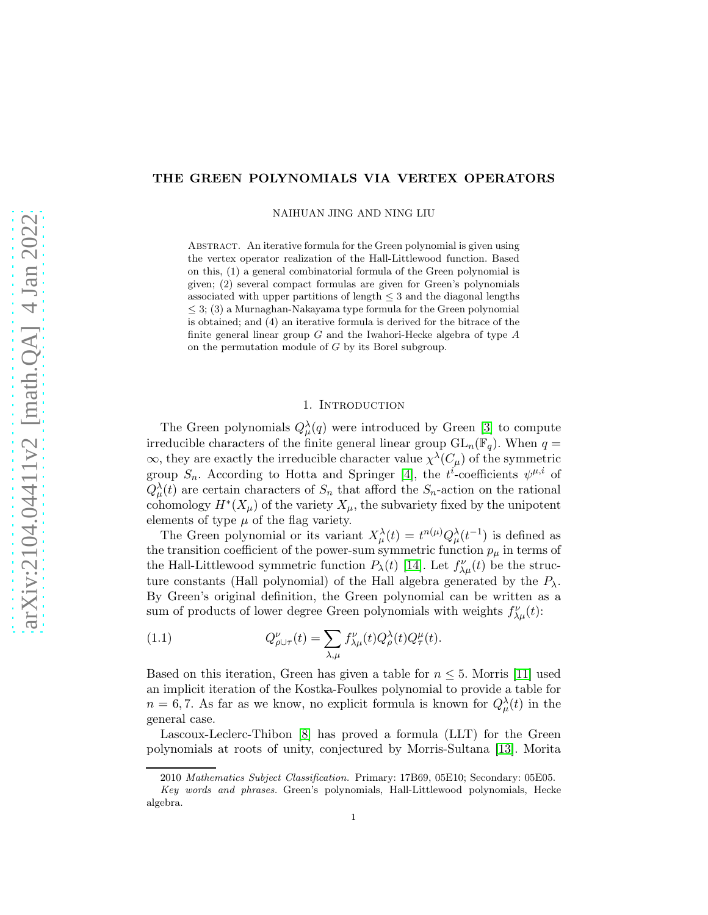# THE GREEN POLYNOMIALS VIA VERTEX OPERATORS

NAIHUAN JING AND NING LIU

ABSTRACT. An iterative formula for the Green polynomial is given using the vertex operator realization of the Hall-Littlewood function. Based on this, (1) a general combinatorial formula of the Green polynomial is given; (2) several compact formulas are given for Green's polynomials associated with upper partitions of length $\leq 3$ and the diagonal lengths $\leq 3$; (3) a Murnaghan-Nakayama type formula for the Green polynomial is obtained; and (4) an iterative formula is derived for the bitrace of the finite general linear group $G$ and the Iwahori-Hecke algebra of type $A$ on the permutation module of $G$ by its Borel subgroup.

## 1. Introduction

The Green polynomials $Q^{\lambda}_{\mu}(q)$ were introduced by Green [3] to compute irreducible characters of the finite general linear group $\mathrm{GL}_n(\mathbb{F}_q)$. When $q = \infty$, they are exactly the irreducible character value $\chi^{\lambda}(C_{\mu})$ of the symmetric group $S_n$. According to Hotta and Springer [4], the $t^i$-coefficients $\psi^{\mu,i}$ of $Q^{\lambda}_{\mu}(t)$ are certain characters of $S_n$ that afford the $S_n$-action on the rational cohomology $H^*(X_{\mu})$ of the variety $X_{\mu}$, the subvariety fixed by the unipotent elements of type $\mu$ of the flag variety.

The Green polynomial or its variant $X^{\lambda}_{\mu}(t) = t^{n(\mu)}Q^{\lambda}_{\mu}(t^{-1})$ is defined as the transition coefficient of the power-sum symmetric function $p_{\mu}$ in terms of the Hall-Littlewood symmetric function $P_{\lambda}(t)$ [14]. Let $f^{\nu}_{\lambda\mu}(t)$ be the structure constants (Hall polynomial) of the Hall algebra generated by the $P_{\lambda}$. By Green's original definition, the Green polynomial can be written as a sum of products of lower degree Green polynomials with weights $f^{\nu}_{\lambda\mu}(t)$:

$$Q^{\nu}_{\rho\cup\tau}(t) = \sum_{\lambda,\mu} f^{\nu}_{\lambda\mu}(t)Q^{\lambda}_{\rho}(t)Q^{\mu}_{\tau}(t). \tag{1.1}$$

Based on this iteration, Green has given a table for $n \leq 5$. Morris [11] used an implicit iteration of the Kostka-Foulkes polynomial to provide a table for $n = 6, 7$. As far as we know, no explicit formula is known for $Q^{\lambda}_{\mu}(t)$ in the general case.

Lascoux-Leclerc-Thibon [8] has proved a formula (LLT) for the Green polynomials at roots of unity, conjectured by Morris-Sultana [13]. Morita

2010 *Mathematics Subject Classification.* Primary: 17B69, 05E10; Secondary: 05E05.

*Key words and phrases.* Green's polynomials, Hall-Littlewood polynomials, Hecke algebra.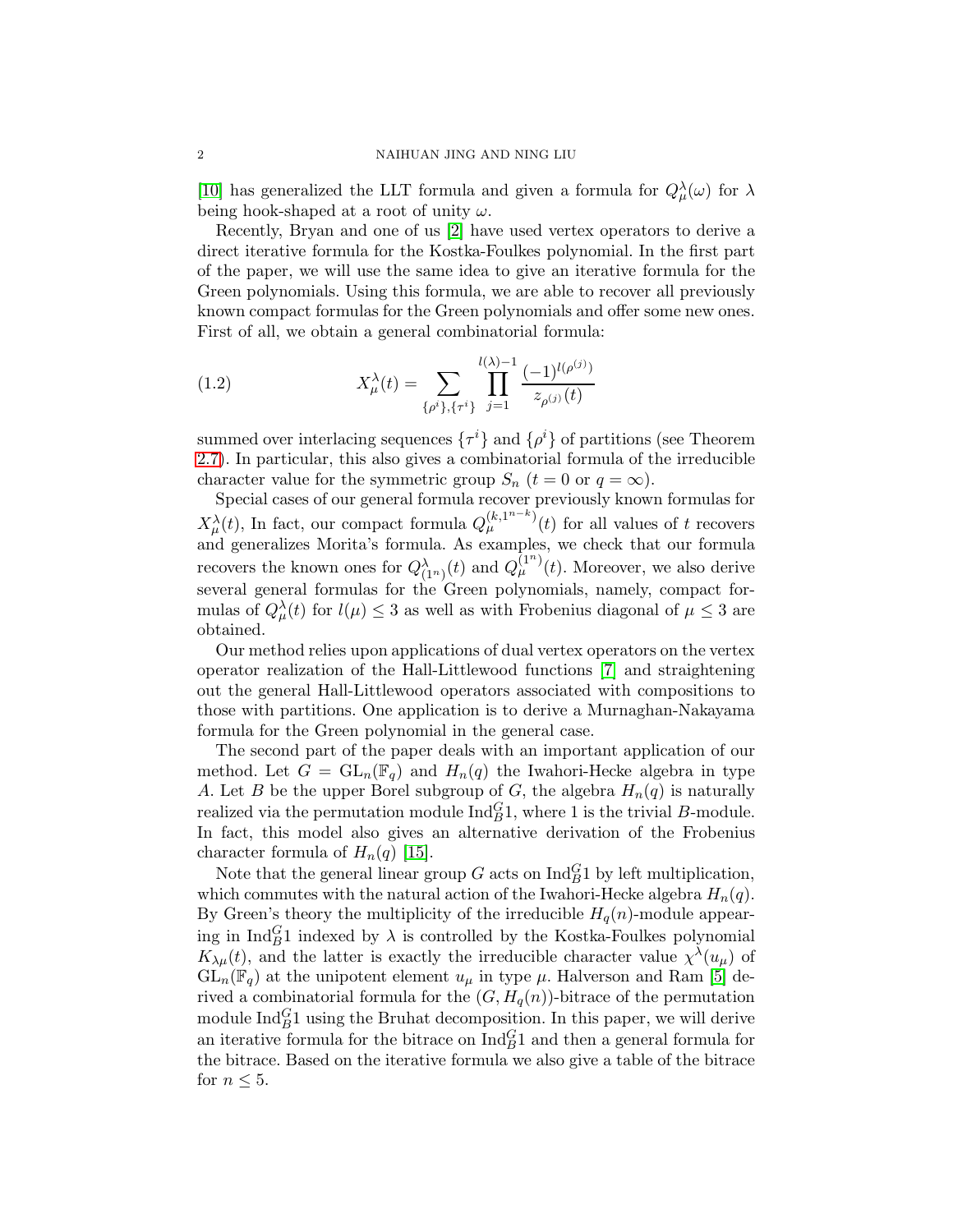[10] has generalized the LLT formula and given a formula for $Q^{\lambda}_{\mu}(\omega)$ for $\lambda$ being hook-shaped at a root of unity $\omega$.

Recently, Bryan and one of us [2] have used vertex operators to derive a direct iterative formula for the Kostka-Foulkes polynomial. In the first part of the paper, we will use the same idea to give an iterative formula for the Green polynomials. Using this formula, we are able to recover all previously known compact formulas for the Green polynomials and offer some new ones. First of all, we obtain a general combinatorial formula:

$$X^{\lambda}_{\mu}(t) = \sum_{\{\rho^i\},\{\tau^i\}} \prod_{j=1}^{l(\lambda)-1} \frac{(-1)^{l(\rho^{(j)})}}{z_{\rho^{(j)}}(t)} \tag{1.2}$$

summed over interlacing sequences $\{\tau^i\}$ and $\{\rho^i\}$ of partitions (see Theorem 2.7). In particular, this also gives a combinatorial formula of the irreducible character value for the symmetric group $S_n$ ($t = 0$ or $q = \infty$).

Special cases of our general formula recover previously known formulas for $X^{\lambda}_{\mu}(t)$, In fact, our compact formula $Q^{(k,1^{n-k})}_{\mu}(t)$ for all values of $t$ recovers and generalizes Morita's formula. As examples, we check that our formula recovers the known ones for $Q^{\lambda}_{(1^n)}(t)$ and $Q^{(1^n)}_{\mu}(t)$. Moreover, we also derive several general formulas for the Green polynomials, namely, compact formulas of $Q^{\lambda}_{\mu}(t)$ for $l(\mu) \leq 3$ as well as with Frobenius diagonal of $\mu \leq 3$ are obtained.

Our method relies upon applications of dual vertex operators on the vertex operator realization of the Hall-Littlewood functions [7] and straightening out the general Hall-Littlewood operators associated with compositions to those with partitions. One application is to derive a Murnaghan-Nakayama formula for the Green polynomial in the general case.

The second part of the paper deals with an important application of our method. Let $G = \mathrm{GL}_n(\mathbb{F}_q)$ and $H_n(q)$ the Iwahori-Hecke algebra in type $A$. Let $B$ be the upper Borel subgroup of $G$, the algebra $H_n(q)$ is naturally realized via the permutation module $\mathrm{Ind}^G_B 1$, where 1 is the trivial $B$-module. In fact, this model also gives an alternative derivation of the Frobenius character formula of $H_n(q)$ [15].

Note that the general linear group $G$ acts on $\mathrm{Ind}^G_B 1$ by left multiplication, which commutes with the natural action of the Iwahori-Hecke algebra $H_n(q)$. By Green's theory the multiplicity of the irreducible $H_q(n)$-module appearing in $\mathrm{Ind}^G_B 1$ indexed by $\lambda$ is controlled by the Kostka-Foulkes polynomial $K_{\lambda\mu}(t)$, and the latter is exactly the irreducible character value $\chi^{\lambda}(u_{\mu})$ of $\mathrm{GL}_n(\mathbb{F}_q)$ at the unipotent element $u_{\mu}$ in type $\mu$. Halverson and Ram [5] derived a combinatorial formula for the $(G, H_q(n))$-bitrace of the permutation module $\mathrm{Ind}^G_B 1$ using the Bruhat decomposition. In this paper, we will derive an iterative formula for the bitrace on $\mathrm{Ind}^G_B 1$ and then a general formula for the bitrace. Based on the iterative formula we also give a table of the bitrace for $n \leq 5$.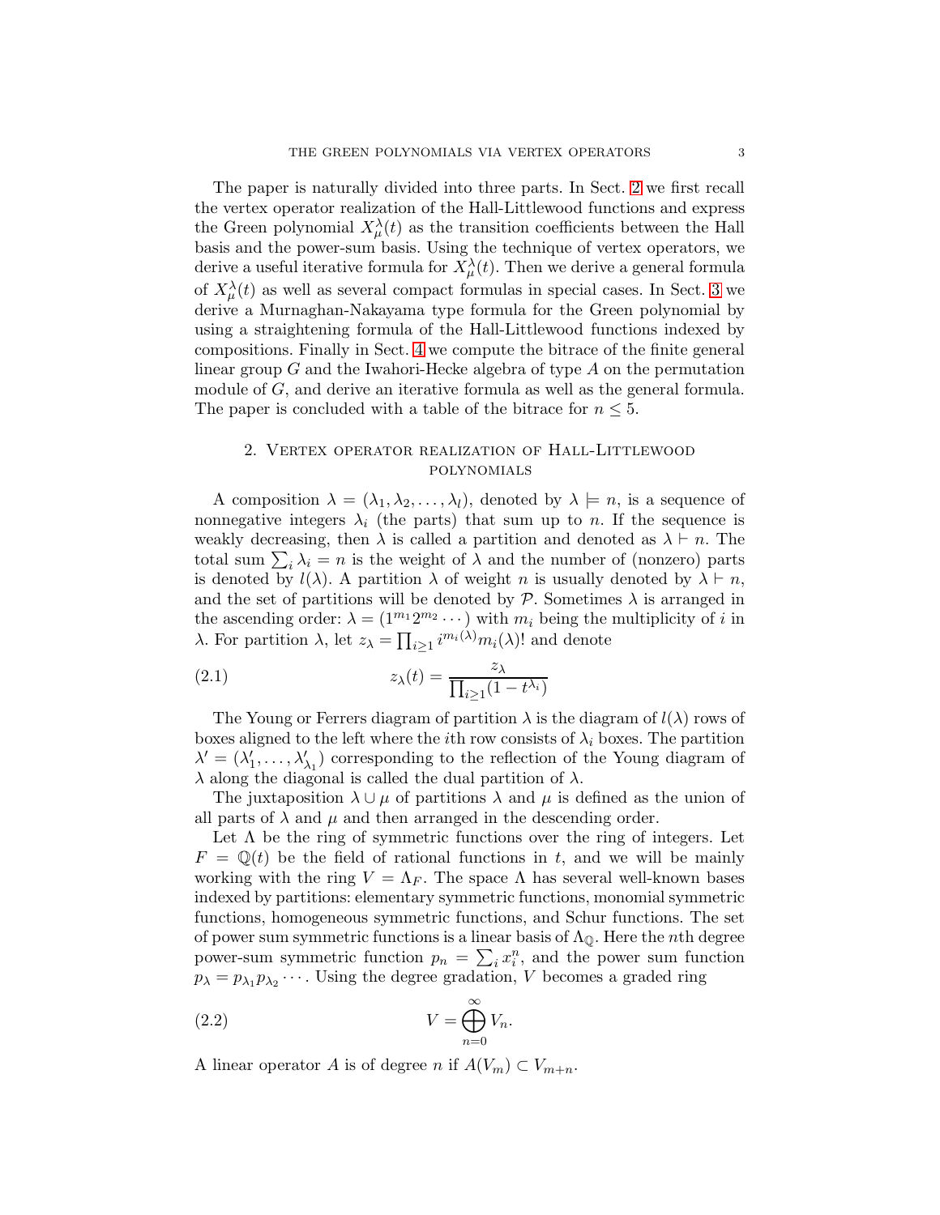The paper is naturally divided into three parts. In Sect. 2 we first recall the vertex operator realization of the Hall-Littlewood functions and express the Green polynomial $X^{\lambda}_{\mu}(t)$ as the transition coefficients between the Hall basis and the power-sum basis. Using the technique of vertex operators, we derive a useful iterative formula for $X^{\lambda}_{\mu}(t)$. Then we derive a general formula of $X^{\lambda}_{\mu}(t)$ as well as several compact formulas in special cases. In Sect. 3 we derive a Murnaghan-Nakayama type formula for the Green polynomial by using a straightening formula of the Hall-Littlewood functions indexed by compositions. Finally in Sect. 4 we compute the bitrace of the finite general linear group $G$ and the Iwahori-Hecke algebra of type $A$ on the permutation module of $G$, and derive an iterative formula as well as the general formula. The paper is concluded with a table of the bitrace for $n \leq 5$.

## 2. Vertex operator realization of Hall-Littlewood polynomials

A composition $\lambda = (\lambda_1, \lambda_2, \dots, \lambda_l)$, denoted by $\lambda \models n$, is a sequence of nonnegative integers $\lambda_i$ (the parts) that sum up to $n$. If the sequence is weakly decreasing, then $\lambda$ is called a partition and denoted as $\lambda \vdash n$. The total sum $\sum_i \lambda_i = n$ is the weight of $\lambda$ and the number of (nonzero) parts is denoted by $l(\lambda)$. A partition $\lambda$ of weight $n$ is usually denoted by $\lambda \vdash n$, and the set of partitions will be denoted by $\mathcal{P}$. Sometimes $\lambda$ is arranged in the ascending order: $\lambda = (1^{m_1} 2^{m_2} \cdots)$ with $m_i$ being the multiplicity of $i$ in $\lambda$. For partition $\lambda$, let $z_\lambda = \prod_{i \geq 1} i^{m_i(\lambda)} m_i(\lambda)!$ and denote

$$z_\lambda(t) = \frac{z_\lambda}{\prod_{i \geq 1}(1 - t^{\lambda_i})} \tag{2.1}$$

The Young or Ferrers diagram of partition $\lambda$ is the diagram of $l(\lambda)$ rows of boxes aligned to the left where the $i$th row consists of $\lambda_i$ boxes. The partition $\lambda' = (\lambda'_1, \dots, \lambda'_{\lambda_1})$ corresponding to the reflection of the Young diagram of $\lambda$ along the diagonal is called the dual partition of $\lambda$.

The juxtaposition $\lambda \cup \mu$ of partitions $\lambda$ and $\mu$ is defined as the union of all parts of $\lambda$ and $\mu$ and then arranged in the descending order.

Let $\Lambda$ be the ring of symmetric functions over the ring of integers. Let $F = \mathbb{Q}(t)$ be the field of rational functions in $t$, and we will be mainly working with the ring $V = \Lambda_F$. The space $\Lambda$ has several well-known bases indexed by partitions: elementary symmetric functions, monomial symmetric functions, homogeneous symmetric functions, and Schur functions. The set of power sum symmetric functions is a linear basis of $\Lambda_{\mathbb{Q}}$. Here the $n$th degree power-sum symmetric function $p_n = \sum_i x_i^n$, and the power sum function $p_\lambda = p_{\lambda_1} p_{\lambda_2} \cdots$. Using the degree gradation, $V$ becomes a graded ring

$$V = \bigoplus_{n=0}^{\infty} V_n. \tag{2.2}$$

A linear operator $A$ is of degree $n$ if $A(V_m) \subset V_{m+n}$.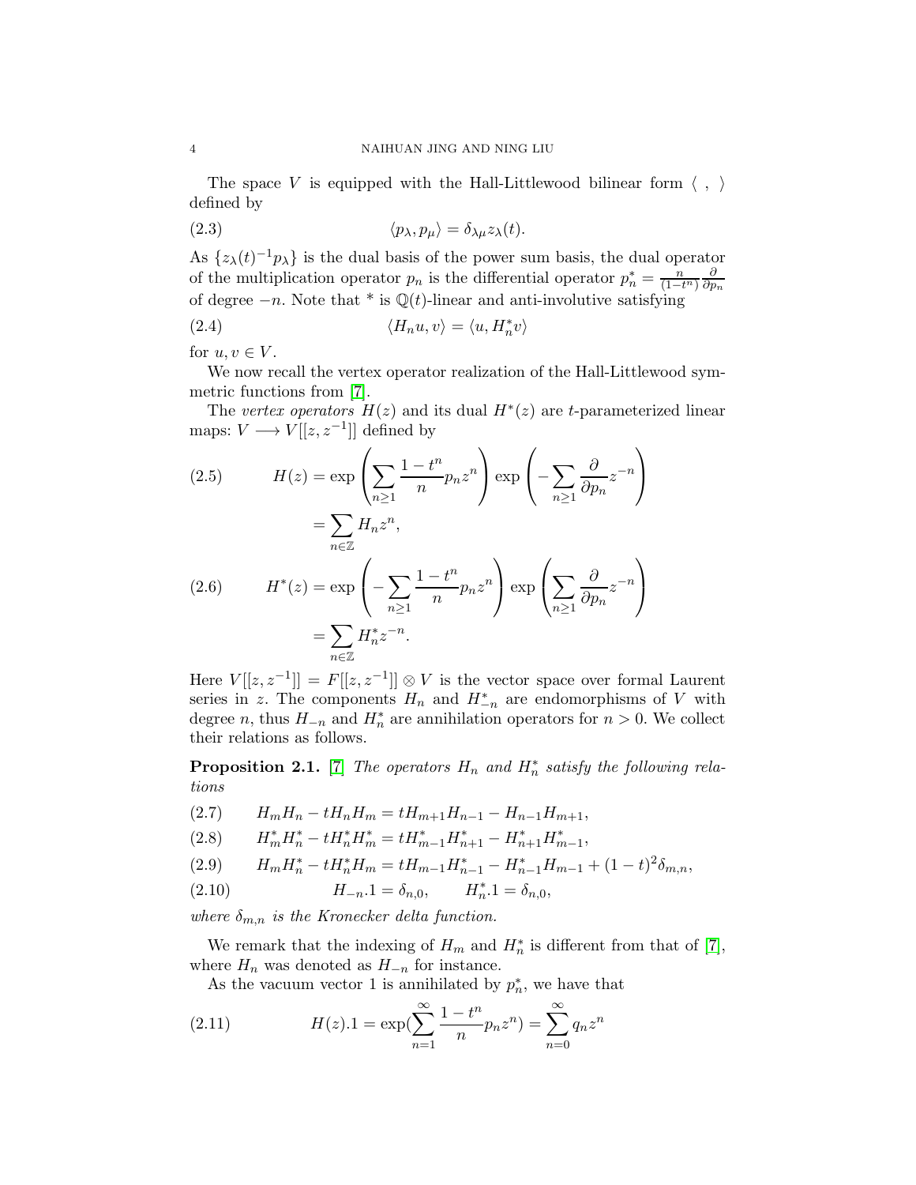The space $V$ is equipped with the Hall-Littlewood bilinear form $\langle\ ,\ \rangle$ defined by

$$\langle p_\lambda, p_\mu\rangle = \delta_{\lambda\mu} z_\lambda(t). \tag{2.3}$$

As $\{z_\lambda(t)^{-1}p_\lambda\}$ is the dual basis of the power sum basis, the dual operator of the multiplication operator $p_n$ is the differential operator $p_n^* = \frac{n}{(1-t^n)}\frac{\partial}{\partial p_n}$ of degree $-n$. Note that $^*$ is $\mathbb{Q}(t)$-linear and anti-involutive satisfying

$$\langle H_n u, v\rangle = \langle u, H_n^* v\rangle \tag{2.4}$$

for $u, v \in V$.

We now recall the vertex operator realization of the Hall-Littlewood symmetric functions from [7].

The *vertex operators* $H(z)$ and its dual $H^*(z)$ are $t$-parameterized linear maps: $V \longrightarrow V[[z, z^{-1}]]$ defined by

$$\begin{aligned} H(z) &= \exp\left(\sum_{n\geq 1} \frac{1-t^n}{n} p_n z^n\right) \exp\left(-\sum_{n\geq 1} \frac{\partial}{\partial p_n} z^{-n}\right) \\ &= \sum_{n\in\mathbb{Z}} H_n z^n, \end{aligned} \tag{2.5}$$

$$\begin{aligned} H^*(z) &= \exp\left(-\sum_{n\geq 1} \frac{1-t^n}{n} p_n z^n\right) \exp\left(\sum_{n\geq 1} \frac{\partial}{\partial p_n} z^{-n}\right) \\ &= \sum_{n\in\mathbb{Z}} H_n^* z^{-n}. \end{aligned} \tag{2.6}$$

Here $V[[z, z^{-1}]] = F[[z, z^{-1}]] \otimes V$ is the vector space over formal Laurent series in $z$. The components $H_n$ and $H_{-n}^*$ are endomorphisms of $V$ with degree $n$, thus $H_{-n}$ and $H_n^*$ are annihilation operators for $n > 0$. We collect their relations as follows.

**Proposition 2.1.** [7] *The operators $H_n$ and $H_n^*$ satisfy the following relations*

$$H_m H_n - t H_n H_m = t H_{m+1} H_{n-1} - H_{n-1} H_{m+1}, \tag{2.7}$$

$$H_m^* H_n^* - t H_n^* H_m^* = t H_{m-1}^* H_{n+1}^* - H_{n+1}^* H_{m-1}^*, \tag{2.8}$$

$$H_m H_n^* - t H_n^* H_m = t H_{m-1} H_{n-1}^* - H_{n-1}^* H_{m-1} + (1-t)^2 \delta_{m,n}, \tag{2.9}$$

$$H_{-n}.1 = \delta_{n,0}, \qquad H_n^*.1 = \delta_{n,0}, \tag{2.10}$$

*where $\delta_{m,n}$ is the Kronecker delta function.*

We remark that the indexing of $H_m$ and $H_n^*$ is different from that of [7], where $H_n$ was denoted as $H_{-n}$ for instance.

As the vacuum vector 1 is annihilated by $p_n^*$, we have that

$$H(z).1 = \exp\left(\sum_{n=1}^{\infty} \frac{1-t^n}{n} p_n z^n\right) = \sum_{n=0}^{\infty} q_n z^n \tag{2.11}$$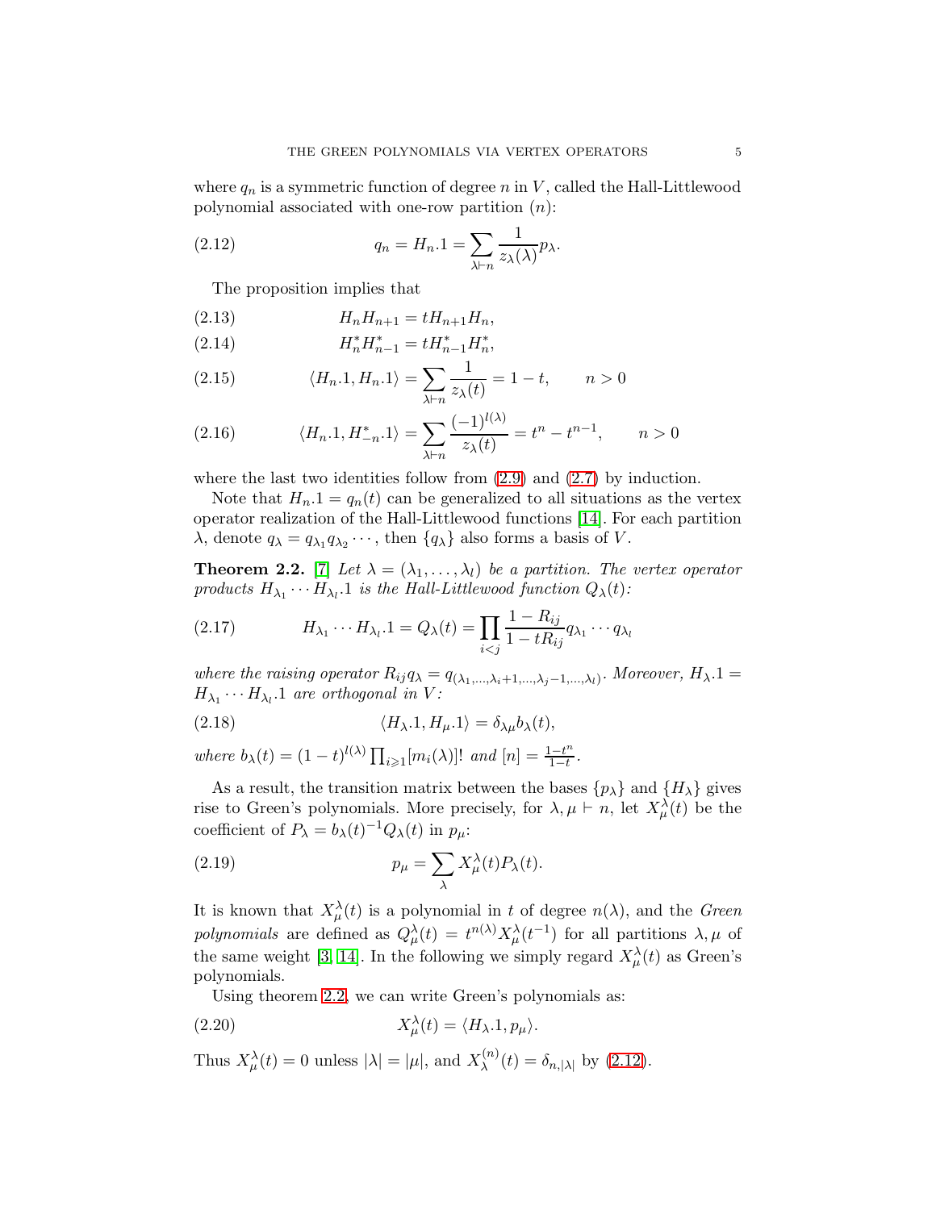where $q_n$ is a symmetric function of degree $n$ in $V$, called the Hall-Littlewood polynomial associated with one-row partition $(n)$:

$$q_n = H_n.1 = \sum_{\lambda \vdash n} \frac{1}{z_\lambda(\lambda)} p_\lambda. \tag{2.12}$$

The proposition implies that

$$H_n H_{n+1} = t H_{n+1} H_n, \tag{2.13}$$

$$H^*_n H^*_{n-1} = t H^*_{n-1} H^*_n, \tag{2.14}$$

$$\langle H_n.1, H_n.1 \rangle = \sum_{\lambda \vdash n} \frac{1}{z_\lambda(t)} = 1 - t, \qquad n > 0 \tag{2.15}$$

$$\langle H_n.1, H^*_{-n}.1 \rangle = \sum_{\lambda \vdash n} \frac{(-1)^{l(\lambda)}}{z_\lambda(t)} = t^n - t^{n-1}, \qquad n > 0 \tag{2.16}$$

where the last two identities follow from (2.9) and (2.7) by induction.

Note that $H_n.1 = q_n(t)$ can be generalized to all situations as the vertex operator realization of the Hall-Littlewood functions [14]. For each partition $\lambda$, denote $q_\lambda = q_{\lambda_1} q_{\lambda_2} \cdots$, then $\{q_\lambda\}$ also forms a basis of $V$.

**Theorem 2.2.** [7] *Let $\lambda = (\lambda_1, \ldots, \lambda_l)$ be a partition. The vertex operator products $H_{\lambda_1} \cdots H_{\lambda_l}.1$ is the Hall-Littlewood function $Q_\lambda(t)$:*

$$H_{\lambda_1} \cdots H_{\lambda_l}.1 = Q_\lambda(t) = \prod_{i<j} \frac{1 - R_{ij}}{1 - tR_{ij}} q_{\lambda_1} \cdots q_{\lambda_l} \tag{2.17}$$

*where the raising operator $R_{ij} q_\lambda = q_{(\lambda_1, \ldots, \lambda_i + 1, \ldots, \lambda_j - 1, \ldots, \lambda_l)}$. Moreover, $H_\lambda.1 = H_{\lambda_1} \cdots H_{\lambda_l}.1$ are orthogonal in $V$:*

$$\langle H_\lambda.1, H_\mu.1 \rangle = \delta_{\lambda\mu} b_\lambda(t), \tag{2.18}$$

*where $b_\lambda(t) = (1-t)^{l(\lambda)} \prod_{i \geqslant 1} [m_i(\lambda)]!$ and $[n] = \frac{1-t^n}{1-t}$.*

As a result, the transition matrix between the bases $\{p_\lambda\}$ and $\{H_\lambda\}$ gives rise to Green's polynomials. More precisely, for $\lambda, \mu \vdash n$, let $X^\lambda_\mu(t)$ be the coefficient of $P_\lambda = b_\lambda(t)^{-1} Q_\lambda(t)$ in $p_\mu$:

$$p_\mu = \sum_\lambda X^\lambda_\mu(t) P_\lambda(t). \tag{2.19}$$

It is known that $X^\lambda_\mu(t)$ is a polynomial in $t$ of degree $n(\lambda)$, and the *Green polynomials* are defined as $Q^\lambda_\mu(t) = t^{n(\lambda)} X^\lambda_\mu(t^{-1})$ for all partitions $\lambda, \mu$ of the same weight [3, 14]. In the following we simply regard $X^\lambda_\mu(t)$ as Green's polynomials.

Using theorem 2.2, we can write Green's polynomials as:

$$X^\lambda_\mu(t) = \langle H_\lambda.1, p_\mu \rangle. \tag{2.20}$$

Thus $X^\lambda_\mu(t) = 0$ unless $|\lambda| = |\mu|$, and $X^{(n)}_\lambda(t) = \delta_{n,|\lambda|}$ by (2.12).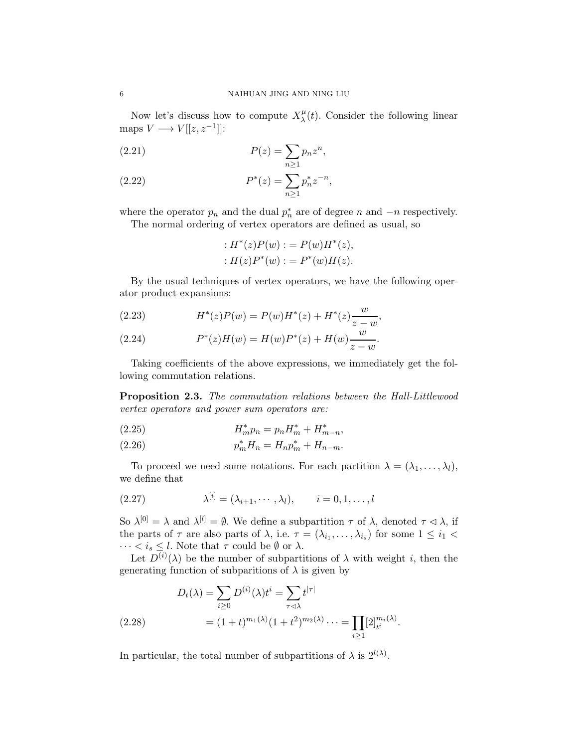Now let's discuss how to compute $X^{\mu}_{\lambda}(t)$. Consider the following linear maps $V \longrightarrow V[[z, z^{-1}]]$:

$$P(z) = \sum_{n \geq 1} p_n z^n, \tag{2.21}$$

$$P^*(z) = \sum_{n \geq 1} p^*_n z^{-n}, \tag{2.22}$$

where the operator $p_n$ and the dual $p^*_n$ are of degree $n$ and $-n$ respectively.

The normal ordering of vertex operators are defined as usual, so

$$: H^*(z) P(w) : = P(w) H^*(z),$$
$$: H(z) P^*(w) : = P^*(w) H(z).$$

By the usual techniques of vertex operators, we have the following operator product expansions:

$$H^*(z) P(w) = P(w) H^*(z) + H^*(z) \frac{w}{z-w}, \tag{2.23}$$

$$P^*(z) H(w) = H(w) P^*(z) + H(w) \frac{w}{z-w}. \tag{2.24}$$

Taking coefficients of the above expressions, we immediately get the following commutation relations.

**Proposition 2.3.** *The commutation relations between the Hall-Littlewood vertex operators and power sum operators are:*

$$H^*_m p_n = p_n H^*_m + H^*_{m-n}, \tag{2.25}$$

$$p^*_m H_n = H_n p^*_m + H_{n-m}. \tag{2.26}$$

To proceed we need some notations. For each partition $\lambda = (\lambda_1, \ldots, \lambda_l)$, we define that

$$\lambda^{[i]} = (\lambda_{i+1}, \cdots, \lambda_l), \qquad i = 0, 1, \ldots, l \tag{2.27}$$

So $\lambda^{[0]} = \lambda$ and $\lambda^{[l]} = \emptyset$. We define a subpartition $\tau$ of $\lambda$, denoted $\tau \lhd \lambda$, if the parts of $\tau$ are also parts of $\lambda$, i.e. $\tau = (\lambda_{i_1}, \ldots, \lambda_{i_s})$ for some $1 \leq i_1 < \cdots < i_s \leq l$. Note that $\tau$ could be $\emptyset$ or $\lambda$.

Let $D^{(i)}(\lambda)$ be the number of subpartitions of $\lambda$ with weight $i$, then the generating function of subparitions of $\lambda$ is given by

$$\begin{aligned} D_t(\lambda) &= \sum_{i \geq 0} D^{(i)}(\lambda) t^i = \sum_{\tau \lhd \lambda} t^{|\tau|} \\ &= (1+t)^{m_1(\lambda)} (1+t^2)^{m_2(\lambda)} \cdots = \prod_{i \geq 1} [2]^{m_i(\lambda)}_{t^i}. \end{aligned} \tag{2.28}$$

In particular, the total number of subpartitions of $\lambda$ is $2^{l(\lambda)}$.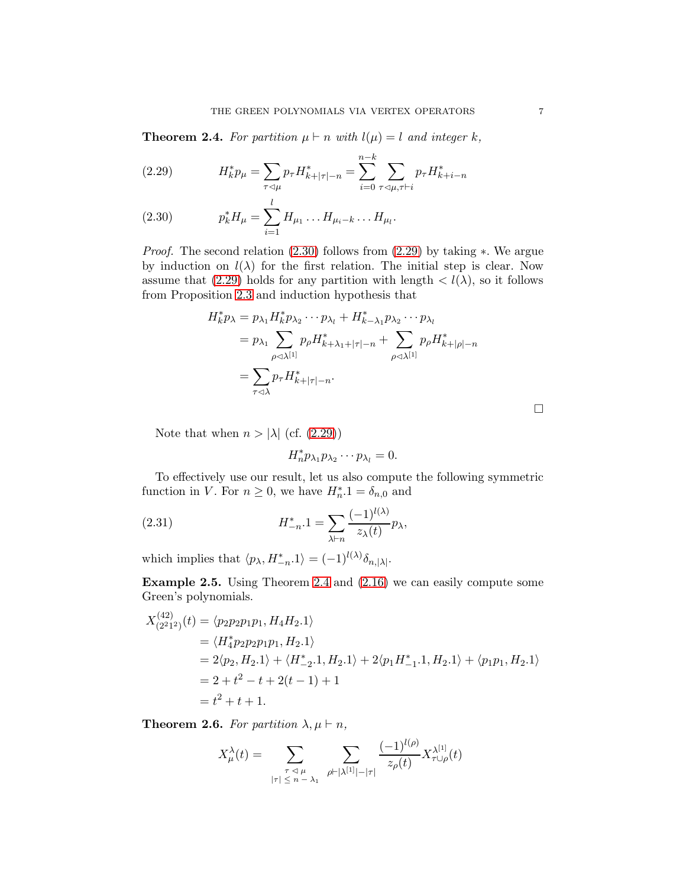**Theorem 2.4.** *For partition $\mu \vdash n$ with $l(\mu) = l$ and integer $k$,*

$$H_k^* p_\mu = \sum_{\tau \lhd \mu} p_\tau H^*_{k+|\tau|-n} = \sum_{i=0}^{n-k} \sum_{\tau \lhd \mu, \tau \vdash i} p_\tau H^*_{k+i-n} \tag{2.29}$$

$$p_k^* H_\mu = \sum_{i=1}^{l} H_{\mu_1} \dots H_{\mu_i - k} \dots H_{\mu_l}. \tag{2.30}$$

*Proof.* The second relation (2.30) follows from (2.29) by taking $*$. We argue by induction on $l(\lambda)$ for the first relation. The initial step is clear. Now assume that (2.29) holds for any partition with length $< l(\lambda)$, so it follows from Proposition 2.3 and induction hypothesis that

$$\begin{aligned}
H_k^* p_\lambda &= p_{\lambda_1} H_k^* p_{\lambda_2} \cdots p_{\lambda_l} + H^*_{k-\lambda_1} p_{\lambda_2} \cdots p_{\lambda_l} \\
&= p_{\lambda_1} \sum_{\rho \lhd \lambda^{[1]}} p_\rho H^*_{k+\lambda_1+|\tau|-n} + \sum_{\rho \lhd \lambda^{[1]}} p_\rho H^*_{k+|\rho|-n} \\
&= \sum_{\tau \lhd \lambda} p_\tau H^*_{k+|\tau|-n}.
\end{aligned}$$

□

Note that when $n > |\lambda|$ (cf. (2.29))

$$H_n^* p_{\lambda_1} p_{\lambda_2} \cdots p_{\lambda_l} = 0.$$

To effectively use our result, let us also compute the following symmetric function in $V$. For $n \geq 0$, we have $H_n^*.1 = \delta_{n,0}$ and

$$H^*_{-n}.1 = \sum_{\lambda \vdash n} \frac{(-1)^{l(\lambda)}}{z_\lambda(t)} p_\lambda, \tag{2.31}$$

which implies that $\langle p_\lambda, H^*_{-n}.1 \rangle = (-1)^{l(\lambda)} \delta_{n,|\lambda|}$.

**Example 2.5.** Using Theorem 2.4 and (2.16) we can easily compute some Green's polynomials.

$$\begin{aligned}
X^{(42)}_{(2^2 1^2)}(t) &= \langle p_2 p_2 p_1 p_1, H_4 H_2.1 \rangle \\
&= \langle H_4^* p_2 p_2 p_1 p_1, H_2.1 \rangle \\
&= 2\langle p_2, H_2.1 \rangle + \langle H^*_{-2}.1, H_2.1 \rangle + 2\langle p_1 H^*_{-1}.1, H_2.1 \rangle + \langle p_1 p_1, H_2.1 \rangle \\
&= 2 + t^2 - t + 2(t-1) + 1 \\
&= t^2 + t + 1.
\end{aligned}$$

**Theorem 2.6.** *For partition $\lambda, \mu \vdash n$,*

$$X^\lambda_\mu(t) = \sum_{\substack{\tau \lhd \mu \\ |\tau| \leq n - \lambda_1}} \sum_{\rho \vdash |\lambda^{[1]}| - |\tau|} \frac{(-1)^{l(\rho)}}{z_\rho(t)} X^{\lambda^{[1]}}_{\tau \cup \rho}(t)$$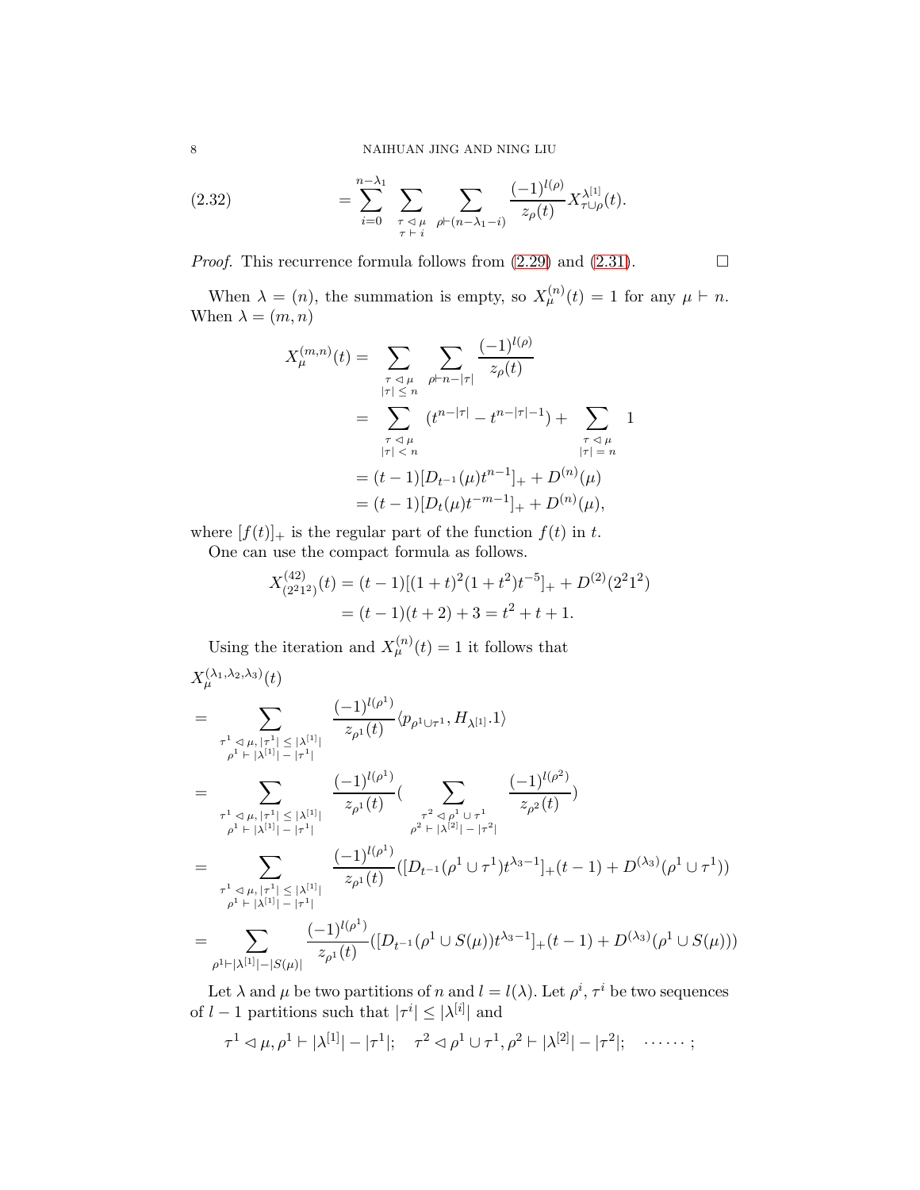$$
(2.32) \qquad = \sum_{i=0}^{n-\lambda_1} \sum_{\substack{\tau \lhd \mu \\ \tau \vdash i}} \sum_{\rho \vdash (n-\lambda_1 - i)} \frac{(-1)^{l(\rho)}}{z_\rho(t)} X^{\lambda^{[1]}}_{\tau \cup \rho}(t).
$$

*Proof.* This recurrence formula follows from (2.29) and (2.31). $\square$

When $\lambda = (n)$, the summation is empty, so $X^{(n)}_\mu(t) = 1$ for any $\mu \vdash n$. When $\lambda = (m, n)$

$$
\begin{aligned}
X^{(m,n)}_\mu(t) &= \sum_{\substack{\tau \lhd \mu \\ |\tau| \le n}} \sum_{\rho \vdash n - |\tau|} \frac{(-1)^{l(\rho)}}{z_\rho(t)} \\
&= \sum_{\substack{\tau \lhd \mu \\ |\tau| < n}} (t^{n-|\tau|} - t^{n-|\tau|-1}) + \sum_{\substack{\tau \lhd \mu \\ |\tau| = n}} 1 \\
&= (t-1)[D_{t^{-1}}(\mu) t^{n-1}]_+ + D^{(n)}(\mu) \\
&= (t-1)[D_t(\mu) t^{-m-1}]_+ + D^{(n)}(\mu),
\end{aligned}
$$

where $[f(t)]_+$ is the regular part of the function $f(t)$ in $t$.

One can use the compact formula as follows.

$$
\begin{aligned}
X^{(42)}_{(2^2 1^2)}(t) &= (t-1)[(1+t)^2(1+t^2)t^{-5}]_+ + D^{(2)}(2^2 1^2) \\
&= (t-1)(t+2) + 3 = t^2 + t + 1.
\end{aligned}
$$

Using the iteration and $X^{(n)}_\mu(t) = 1$ it follows that

$$
\begin{aligned}
& X^{(\lambda_1, \lambda_2, \lambda_3)}_\mu(t) \\
&= \sum_{\substack{\tau^1 \lhd \mu, |\tau^1| \le |\lambda^{[1]}| \\ \rho^1 \vdash |\lambda^{[1]}| - |\tau^1|}} \frac{(-1)^{l(\rho^1)}}{z_{\rho^1}(t)} \langle p_{\rho^1 \cup \tau^1}, H_{\lambda^{[1]}}.1 \rangle \\
&= \sum_{\substack{\tau^1 \lhd \mu, |\tau^1| \le |\lambda^{[1]}| \\ \rho^1 \vdash |\lambda^{[1]}| - |\tau^1|}} \frac{(-1)^{l(\rho^1)}}{z_{\rho^1}(t)} \Big( \sum_{\substack{\tau^2 \lhd \rho^1 \cup \tau^1 \\ \rho^2 \vdash |\lambda^{[2]}| - |\tau^2|}} \frac{(-1)^{l(\rho^2)}}{z_{\rho^2}(t)} \Big) \\
&= \sum_{\substack{\tau^1 \lhd \mu, |\tau^1| \le |\lambda^{[1]}| \\ \rho^1 \vdash |\lambda^{[1]}| - |\tau^1|}} \frac{(-1)^{l(\rho^1)}}{z_{\rho^1}(t)} \big( [D_{t^{-1}}(\rho^1 \cup \tau^1) t^{\lambda_3 - 1}]_+ (t-1) + D^{(\lambda_3)}(\rho^1 \cup \tau^1) \big) \\
&= \sum_{\rho^1 \vdash |\lambda^{[1]}| - |S(\mu)|} \frac{(-1)^{l(\rho^1)}}{z_{\rho^1}(t)} \big( [D_{t^{-1}}(\rho^1 \cup S(\mu)) t^{\lambda_3 - 1}]_+ (t-1) + D^{(\lambda_3)}(\rho^1 \cup S(\mu)) \big)
\end{aligned}
$$

Let $\lambda$ and $\mu$ be two partitions of $n$ and $l = l(\lambda)$. Let $\rho^i, \tau^i$ be two sequences of $l-1$ partitions such that $|\tau^i| \le |\lambda^{[i]}|$ and

$$
\tau^1 \lhd \mu, \rho^1 \vdash |\lambda^{[1]}| - |\tau^1|; \quad \tau^2 \lhd \rho^1 \cup \tau^1, \rho^2 \vdash |\lambda^{[2]}| - |\tau^2|; \quad \cdots\cdots;
$$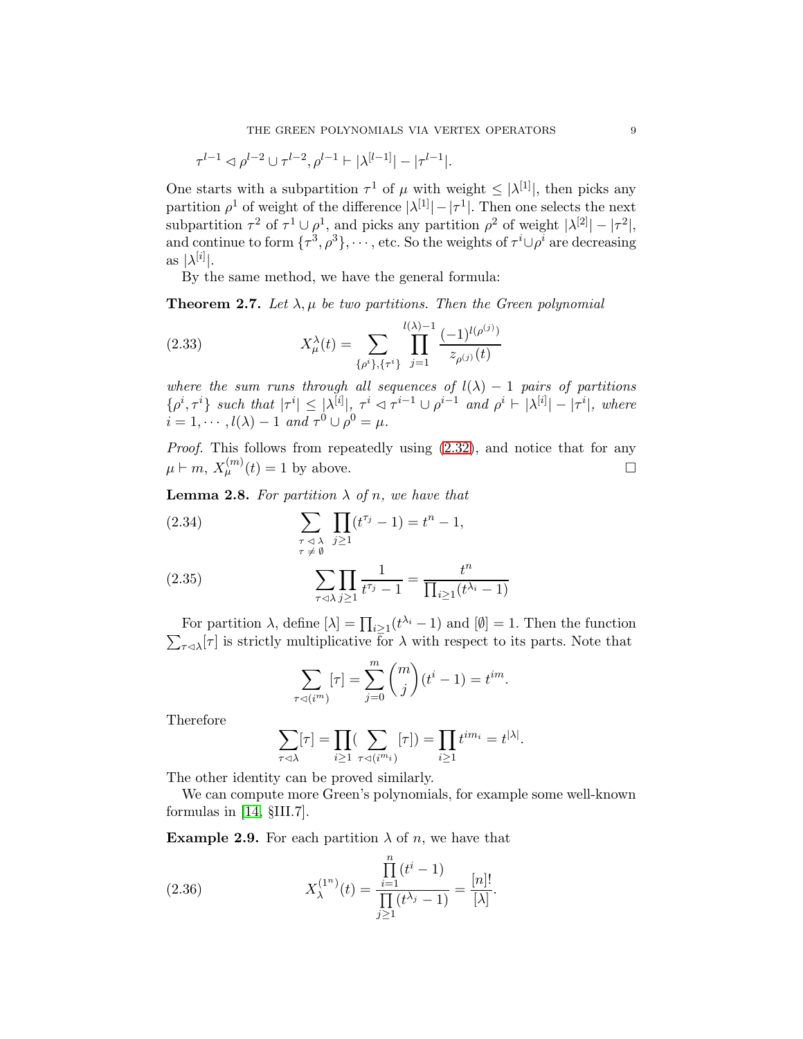$$\tau^{l-1} \lhd \rho^{l-2} \cup \tau^{l-2}, \rho^{l-1} \vdash |\lambda^{[l-1]}| - |\tau^{l-1}|.$$

One starts with a subpartition $\tau^1$ of $\mu$ with weight $\leq |\lambda^{[1]}|$, then picks any partition $\rho^1$ of weight of the difference $|\lambda^{[1]}| - |\tau^1|$. Then one selects the next subpartition $\tau^2$ of $\tau^1 \cup \rho^1$, and picks any partition $\rho^2$ of weight $|\lambda^{[2]}| - |\tau^2|$, and continue to form $\{\tau^3, \rho^3\}, \cdots$, etc. So the weights of $\tau^i \cup \rho^i$ are decreasing as $|\lambda^{[i]}|$.

By the same method, we have the general formula:

**Theorem 2.7.** *Let $\lambda, \mu$ be two partitions. Then the Green polynomial*

$$X^{\lambda}_{\mu}(t) = \sum_{\{\rho^i\},\{\tau^i\}} \prod_{j=1}^{l(\lambda)-1} \frac{(-1)^{l(\rho^{(j)})}}{z_{\rho^{(j)}}(t)} \tag{2.33}$$

*where the sum runs through all sequences of $l(\lambda) - 1$ pairs of partitions $\{\rho^i, \tau^i\}$ such that $|\tau^i| \leq |\lambda^{[i]}|$, $\tau^i \lhd \tau^{i-1} \cup \rho^{i-1}$ and $\rho^i \vdash |\lambda^{[i]}| - |\tau^i|$, where $i = 1, \cdots, l(\lambda) - 1$ and $\tau^0 \cup \rho^0 = \mu$.*

*Proof.* This follows from repeatedly using (2.32), and notice that for any $\mu \vdash m$, $X^{(m)}_{\mu}(t) = 1$ by above. $\square$

**Lemma 2.8.** *For partition $\lambda$ of $n$, we have that*

$$\sum_{\substack{\tau \lhd \lambda \\ \tau \neq \emptyset}} \prod_{j \geq 1} (t^{\tau_j} - 1) = t^n - 1, \tag{2.34}$$

$$\sum_{\tau \lhd \lambda} \prod_{j \geq 1} \frac{1}{t^{\tau_j} - 1} = \frac{t^n}{\prod_{i \geq 1}(t^{\lambda_i} - 1)} \tag{2.35}$$

For partition $\lambda$, define $[\lambda] = \prod_{i \geq 1}(t^{\lambda_i} - 1)$ and $[\emptyset] = 1$. Then the function $\sum_{\tau \lhd \lambda} [\tau]$ is strictly multiplicative for $\lambda$ with respect to its parts. Note that

$$\sum_{\tau \lhd (i^m)} [\tau] = \sum_{j=0}^{m} \binom{m}{j} (t^i - 1) = t^{im}.$$

Therefore

$$\sum_{\tau \lhd \lambda} [\tau] = \prod_{i \geq 1} \Big( \sum_{\tau \lhd (i^{m_i})} [\tau] \Big) = \prod_{i \geq 1} t^{im_i} = t^{|\lambda|}.$$

The other identity can be proved similarly.

We can compute more Green's polynomials, for example some well-known formulas in [14, §III.7].

**Example 2.9.** For each partition $\lambda$ of $n$, we have that

$$X^{(1^n)}_{\lambda}(t) = \frac{\prod_{i=1}^{n} (t^i - 1)}{\prod_{j \geq 1} (t^{\lambda_j} - 1)} = \frac{[n]!}{[\lambda]}. \tag{2.36}$$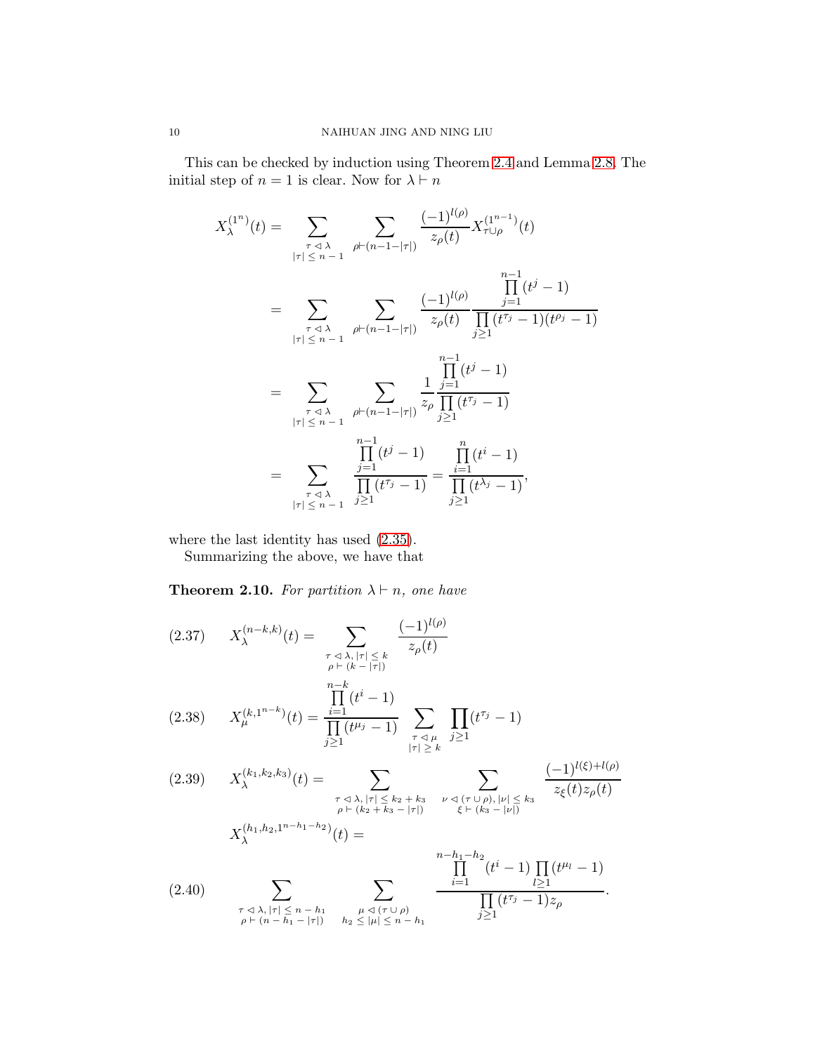This can be checked by induction using Theorem 2.4 and Lemma 2.8. The initial step of $n = 1$ is clear. Now for $\lambda \vdash n$

$$
\begin{aligned}
X_{\lambda}^{(1^n)}(t) &= \sum_{\substack{\tau \lhd \lambda \\ |\tau| \leq n-1}} \sum_{\rho \vdash (n-1-|\tau|)} \frac{(-1)^{l(\rho)}}{z_{\rho}(t)} X_{\tau \cup \rho}^{(1^{n-1})}(t) \\
&= \sum_{\substack{\tau \lhd \lambda \\ |\tau| \leq n-1}} \sum_{\rho \vdash (n-1-|\tau|)} \frac{(-1)^{l(\rho)}}{z_{\rho}(t)} \frac{\prod_{j=1}^{n-1}(t^j - 1)}{\prod_{j \geq 1}(t^{\tau_j} - 1)(t^{\rho_j} - 1)} \\
&= \sum_{\substack{\tau \lhd \lambda \\ |\tau| \leq n-1}} \sum_{\rho \vdash (n-1-|\tau|)} \frac{1}{z_{\rho}} \frac{\prod_{j=1}^{n-1}(t^j - 1)}{\prod_{j \geq 1}(t^{\tau_j} - 1)} \\
&= \sum_{\substack{\tau \lhd \lambda \\ |\tau| \leq n-1}} \frac{\prod_{j=1}^{n-1}(t^j - 1)}{\prod_{j \geq 1}(t^{\tau_j} - 1)} = \frac{\prod_{i=1}^{n}(t^i - 1)}{\prod_{j \geq 1}(t^{\lambda_j} - 1)},
\end{aligned}
$$

where the last identity has used (2.35).

Summarizing the above, we have that

**Theorem 2.10.** *For partition $\lambda \vdash n$, one have*

$$
X_{\lambda}^{(n-k,k)}(t) = \sum_{\substack{\tau \lhd \lambda, |\tau| \leq k \\ \rho \vdash (k-|\tau|)}} \frac{(-1)^{l(\rho)}}{z_{\rho}(t)} \tag{2.37}
$$

$$
X_{\mu}^{(k,1^{n-k})}(t) = \frac{\prod_{i=1}^{n-k}(t^i - 1)}{\prod_{j \geq 1}(t^{\mu_j} - 1)} \sum_{\substack{\tau \lhd \mu \\ |\tau| \geq k}} \prod_{j \geq 1}(t^{\tau_j} - 1) \tag{2.38}
$$

$$
X_{\lambda}^{(k_1,k_2,k_3)}(t) = \sum_{\substack{\tau \lhd \lambda, |\tau| \leq k_2+k_3 \\ \rho \vdash (k_2+k_3-|\tau|)}} \sum_{\substack{\nu \lhd (\tau \cup \rho), |\nu| \leq k_3 \\ \xi \vdash (k_3-|\nu|)}} \frac{(-1)^{l(\xi)+l(\rho)}}{z_{\xi}(t) z_{\rho}(t)} \tag{2.39}
$$

$$
X_{\lambda}^{(h_1,h_2,1^{n-h_1-h_2})}(t) = \sum_{\substack{\tau \lhd \lambda, |\tau| \leq n-h_1 \\ \rho \vdash (n-h_1-|\tau|)}} \sum_{\substack{\mu \lhd (\tau \cup \rho) \\ h_2 \leq |\mu| \leq n-h_1}} \frac{\prod_{i=1}^{n-h_1-h_2}(t^i - 1) \prod_{l \geq 1}(t^{\mu_l} - 1)}{\prod_{j \geq 1}(t^{\tau_j} - 1) z_{\rho}}. \tag{2.40}
$$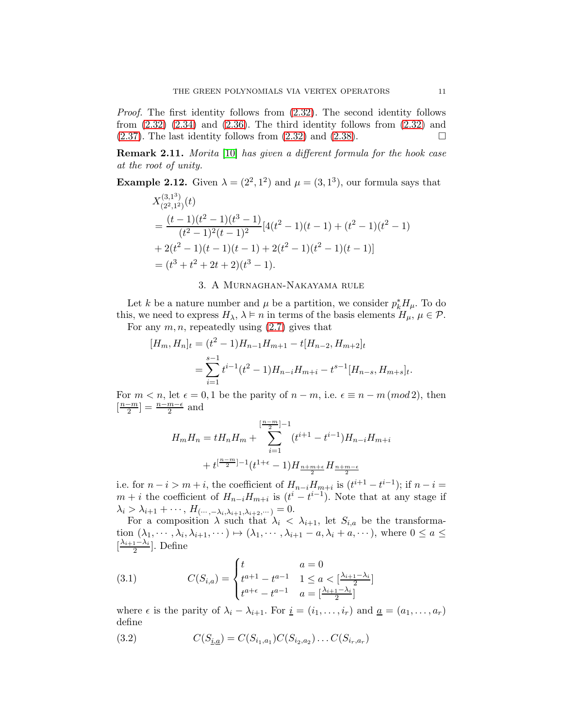*Proof.* The first identity follows from (2.32). The second identity follows from (2.32) (2.34) and (2.36). The third identity follows from (2.32) and (2.37). The last identity follows from (2.32) and (2.38). $\square$

**Remark 2.11.** *Morita [10] has given a different formula for the hook case at the root of unity.*

**Example 2.12.** Given $\lambda = (2^2, 1^2)$ and $\mu = (3, 1^3)$, our formula says that

$$
\begin{aligned}
&X_{(2^2,1^2)}^{(3,1^3)}(t)\\
&= \frac{(t-1)(t^2-1)(t^3-1)}{(t^2-1)^2(t-1)^2}[4(t^2-1)(t-1) + (t^2-1)(t^2-1)\\
&+ 2(t^2-1)(t-1)(t-1) + 2(t^2-1)(t^2-1)(t-1)]\\
&= (t^3+t^2+2t+2)(t^3-1).
\end{aligned}
$$

## 3. A Murnaghan-Nakayama rule

Let $k$ be a nature number and $\mu$ be a partition, we consider $p_k^* H_\mu$. To do this, we need to express $H_\lambda$, $\lambda \vDash n$ in terms of the basis elements $H_\mu$, $\mu \in \mathcal{P}$.

For any $m, n$, repeatedly using (2.7) gives that

$$
\begin{aligned}
[H_m, H_n]_t &= (t^2-1)H_{n-1}H_{m+1} - t[H_{n-2}, H_{m+2}]_t\\
&= \sum_{i=1}^{s-1} t^{i-1}(t^2-1)H_{n-i}H_{m+i} - t^{s-1}[H_{n-s}, H_{m+s}]_t.
\end{aligned}
$$

For $m < n$, let $\epsilon = 0, 1$ be the parity of $n-m$, i.e. $\epsilon \equiv n - m \,(mod\, 2)$, then $[\frac{n-m}{2}] = \frac{n-m-\epsilon}{2}$ and

$$
\begin{aligned}
H_m H_n = tH_n H_m &+ \sum_{i=1}^{[\frac{n-m}{2}]-1} (t^{i+1} - t^{i-1}) H_{n-i} H_{m+i}\\
&+ t^{[\frac{n-m}{2}]-1}(t^{1+\epsilon} - 1) H_{\frac{n+m+\epsilon}{2}} H_{\frac{n+m-\epsilon}{2}}
\end{aligned}
$$

i.e. for $n - i > m + i$, the coefficient of $H_{n-i}H_{m+i}$ is $(t^{i+1} - t^{i-1})$; if $n - i = m + i$ the coefficient of $H_{n-i}H_{m+i}$ is $(t^i - t^{i-1})$. Note that at any stage if $\lambda_i > \lambda_{i+1} + \cdots$, $H_{(\cdots, -\lambda_i, \lambda_{i+1}, \lambda_{i+2}, \cdots)} = 0$.

For a composition $\lambda$ such that $\lambda_i < \lambda_{i+1}$, let $S_{i,a}$ be the transformation $(\lambda_1, \cdots, \lambda_i, \lambda_{i+1}, \cdots) \mapsto (\lambda_1, \cdots, \lambda_{i+1} - a, \lambda_i + a, \cdots)$, where $0 \le a \le [\frac{\lambda_{i+1}-\lambda_i}{2}]$. Define

$$
C(S_{i,a}) = \begin{cases} t & a = 0\\ t^{a+1} - t^{a-1} & 1 \le a < [\frac{\lambda_{i+1}-\lambda_i}{2}]\\ t^{a+\epsilon} - t^{a-1} & a = [\frac{\lambda_{i+1}-\lambda_i}{2}] \end{cases} \tag{3.1}
$$

where $\epsilon$ is the parity of $\lambda_i - \lambda_{i+1}$. For $\underline{i} = (i_1, \ldots, i_r)$ and $\underline{a} = (a_1, \ldots, a_r)$ define

$$
C(S_{\underline{i},\underline{a}}) = C(S_{i_1,a_1})C(S_{i_2,a_2})\ldots C(S_{i_r,a_r}) \tag{3.2}
$$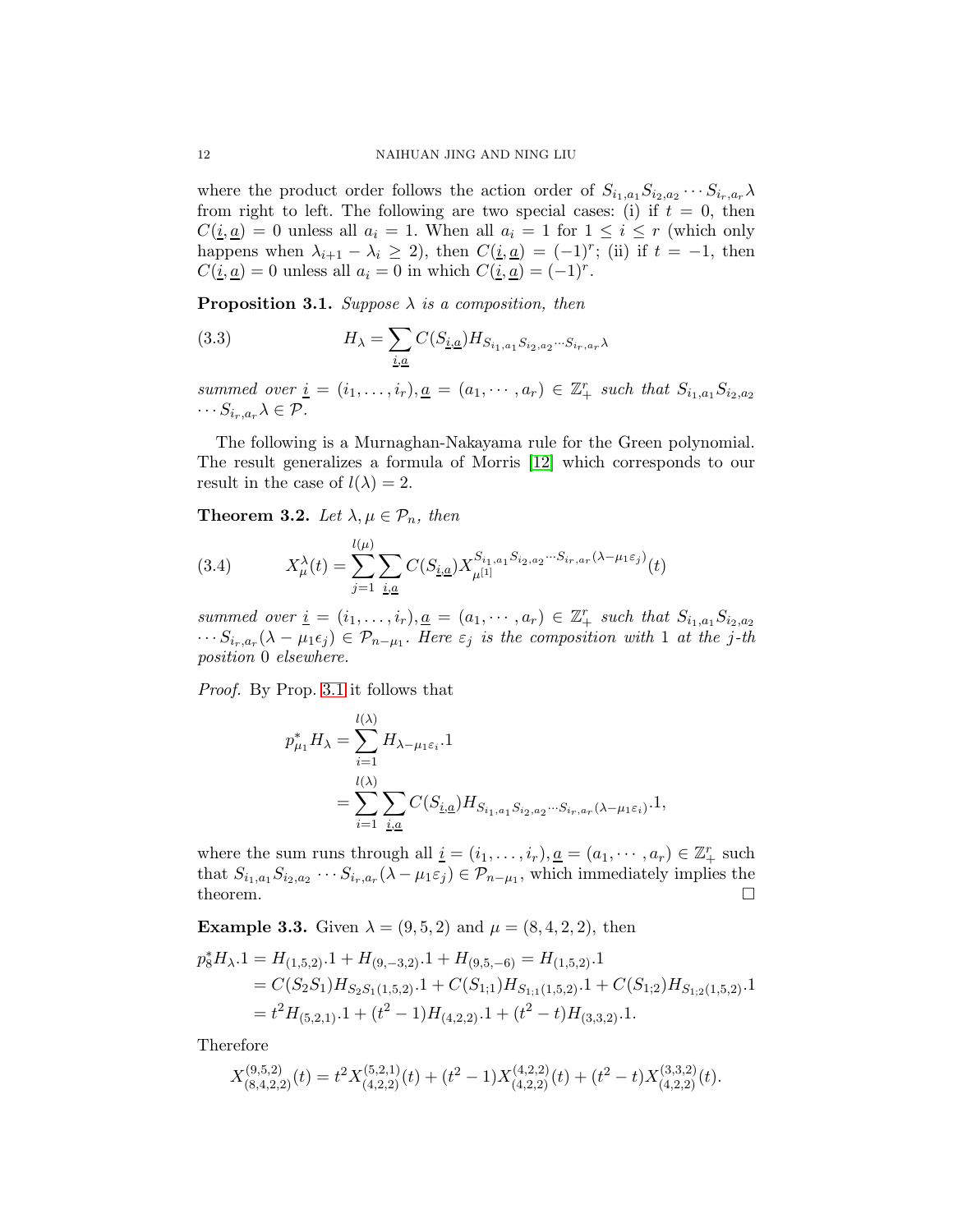where the product order follows the action order of $S_{i_1,a_1}S_{i_2,a_2}\cdots S_{i_r,a_r}\lambda$ from right to left. The following are two special cases: (i) if $t=0$, then $C(\underline{i},\underline{a})=0$ unless all $a_i=1$. When all $a_i=1$ for $1\leq i\leq r$ (which only happens when $\lambda_{i+1}-\lambda_i\geq 2$), then $C(\underline{i},\underline{a})=(-1)^r$; (ii) if $t=-1$, then $C(\underline{i},\underline{a})=0$ unless all $a_i=0$ in which $C(\underline{i},\underline{a})=(-1)^r$.

**Proposition 3.1.** *Suppose $\lambda$ is a composition, then*

$$H_\lambda = \sum_{\underline{i},\underline{a}} C(S_{\underline{i},\underline{a}}) H_{S_{i_1,a_1}S_{i_2,a_2}\cdots S_{i_r,a_r}\lambda} \tag{3.3}$$

*summed over $\underline{i}=(i_1,\ldots,i_r), \underline{a}=(a_1,\cdots,a_r)\in\mathbb{Z}_+^r$ such that $S_{i_1,a_1}S_{i_2,a_2}\cdots S_{i_r,a_r}\lambda\in\mathcal{P}$.*

The following is a Murnaghan-Nakayama rule for the Green polynomial. The result generalizes a formula of Morris [12] which corresponds to our result in the case of $l(\lambda)=2$.

**Theorem 3.2.** *Let $\lambda,\mu\in\mathcal{P}_n$, then*

$$X^\lambda_\mu(t) = \sum_{j=1}^{l(\mu)} \sum_{\underline{i},\underline{a}} C(S_{\underline{i},\underline{a}}) X_{\mu^{[1]}}^{S_{i_1,a_1}S_{i_2,a_2}\cdots S_{i_r,a_r}(\lambda-\mu_1\varepsilon_j)}(t) \tag{3.4}$$

*summed over $\underline{i}=(i_1,\ldots,i_r), \underline{a}=(a_1,\cdots,a_r)\in\mathbb{Z}_+^r$ such that $S_{i_1,a_1}S_{i_2,a_2}\cdots S_{i_r,a_r}(\lambda-\mu_1\epsilon_j)\in\mathcal{P}_{n-\mu_1}$. Here $\varepsilon_j$ is the composition with 1 at the $j$-th position 0 elsewhere.*

*Proof.* By Prop. 3.1 it follows that

$$\begin{aligned}
p^*_{\mu_1}H_\lambda &= \sum_{i=1}^{l(\lambda)} H_{\lambda-\mu_1\varepsilon_i}.1\\
&= \sum_{i=1}^{l(\lambda)} \sum_{\underline{i},\underline{a}} C(S_{\underline{i},\underline{a}}) H_{S_{i_1,a_1}S_{i_2,a_2}\cdots S_{i_r,a_r}(\lambda-\mu_1\varepsilon_i)}.1,
\end{aligned}$$

where the sum runs through all $\underline{i}=(i_1,\ldots,i_r), \underline{a}=(a_1,\cdots,a_r)\in\mathbb{Z}_+^r$ such that $S_{i_1,a_1}S_{i_2,a_2}\cdots S_{i_r,a_r}(\lambda-\mu_1\varepsilon_j)\in\mathcal{P}_{n-\mu_1}$, which immediately implies the theorem. $\square$

**Example 3.3.** Given $\lambda=(9,5,2)$ and $\mu=(8,4,2,2)$, then

$$\begin{aligned}
p^*_8 H_\lambda.1 &= H_{(1,5,2)}.1 + H_{(9,-3,2)}.1 + H_{(9,5,-6)} = H_{(1,5,2)}.1\\
&= C(S_2S_1)H_{S_2S_1(1,5,2)}.1 + C(S_{1;1})H_{S_{1;1}(1,5,2)}.1 + C(S_{1;2})H_{S_{1;2}(1,5,2)}.1\\
&= t^2 H_{(5,2,1)}.1 + (t^2-1)H_{(4,2,2)}.1 + (t^2-t)H_{(3,3,2)}.1.
\end{aligned}$$

Therefore

$$X^{(9,5,2)}_{(8,4,2,2)}(t) = t^2 X^{(5,2,1)}_{(4,2,2)}(t) + (t^2-1)X^{(4,2,2)}_{(4,2,2)}(t) + (t^2-t)X^{(3,3,2)}_{(4,2,2)}(t).$$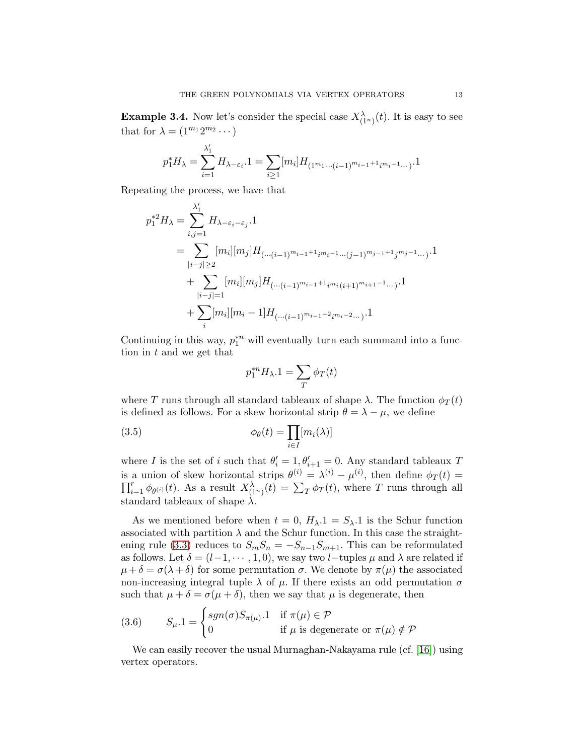**Example 3.4.** Now let's consider the special case $X^{\lambda}_{(1^n)}(t)$. It is easy to see that for $\lambda = (1^{m_1}2^{m_2}\cdots)$

$$p_1^* H_\lambda = \sum_{i=1}^{\lambda_1'} H_{\lambda-\varepsilon_i}.1 = \sum_{i\geq 1}[m_i] H_{(1^{m_1}\cdots(i-1)^{m_{i-1}+1}i^{m_i-1}\cdots)}.1$$

Repeating the process, we have that

$$\begin{aligned}
p_1^{*2} H_\lambda &= \sum_{i,j=1}^{\lambda_1'} H_{\lambda-\varepsilon_i-\varepsilon_j}.1 \\
&= \sum_{|i-j|\geq 2}[m_i][m_j] H_{(\cdots(i-1)^{m_{i-1}+1}i^{m_i-1}\cdots(j-1)^{m_{j-1}+1}j^{m_j-1}\cdots)}.1 \\
&\quad + \sum_{|i-j|=1}[m_i][m_j] H_{(\cdots(i-1)^{m_{i-1}+1}i^{m_i}(i+1)^{m_{i+1}-1}\cdots)}.1 \\
&\quad + \sum_i [m_i][m_i-1] H_{(\cdots(i-1)^{m_{i-1}+2}i^{m_i-2}\cdots)}.1
\end{aligned}$$

Continuing in this way, $p_1^{*n}$ will eventually turn each summand into a function in $t$ and we get that

$$p_1^{*n} H_\lambda.1 = \sum_T \phi_T(t)$$

where $T$ runs through all standard tableaux of shape $\lambda$. The function $\phi_T(t)$ is defined as follows. For a skew horizontal strip $\theta = \lambda - \mu$, we define

$$\phi_\theta(t) = \prod_{i\in I}[m_i(\lambda)] \tag{3.5}$$

where $I$ is the set of $i$ such that $\theta_i' = 1, \theta_{i+1}' = 0$. Any standard tableaux $T$ is a union of skew horizontal strips $\theta^{(i)} = \lambda^{(i)} - \mu^{(i)}$, then define $\phi_T(t) = \prod_{i=1}^r \phi_{\theta^{(i)}}(t)$. As a result $X^{\lambda}_{(1^n)}(t) = \sum_T \phi_T(t)$, where $T$ runs through all standard tableaux of shape $\lambda$.

As we mentioned before when $t = 0$, $H_\lambda.1 = S_\lambda.1$ is the Schur function associated with partition $\lambda$ and the Schur function. In this case the straightening rule (3.3) reduces to $S_m S_n = -S_{n-1}S_{m+1}$. This can be reformulated as follows. Let $\delta = (l-1, \cdots, 1, 0)$, we say two $l-$tuples $\mu$ and $\lambda$ are related if $\mu + \delta = \sigma(\lambda + \delta)$ for some permutation $\sigma$. We denote by $\pi(\mu)$ the associated non-increasing integral tuple $\lambda$ of $\mu$. If there exists an odd permutation $\sigma$ such that $\mu + \delta = \sigma(\mu + \delta)$, then we say that $\mu$ is degenerate, then

$$S_\mu.1 = \begin{cases} sgn(\sigma) S_{\pi(\mu)}.1 & \text{if } \pi(\mu) \in \mathcal{P} \\ 0 & \text{if } \mu \text{ is degenerate or } \pi(\mu) \notin \mathcal{P} \end{cases} \tag{3.6}$$

We can easily recover the usual Murnaghan-Nakayama rule (cf. [16]) using vertex operators.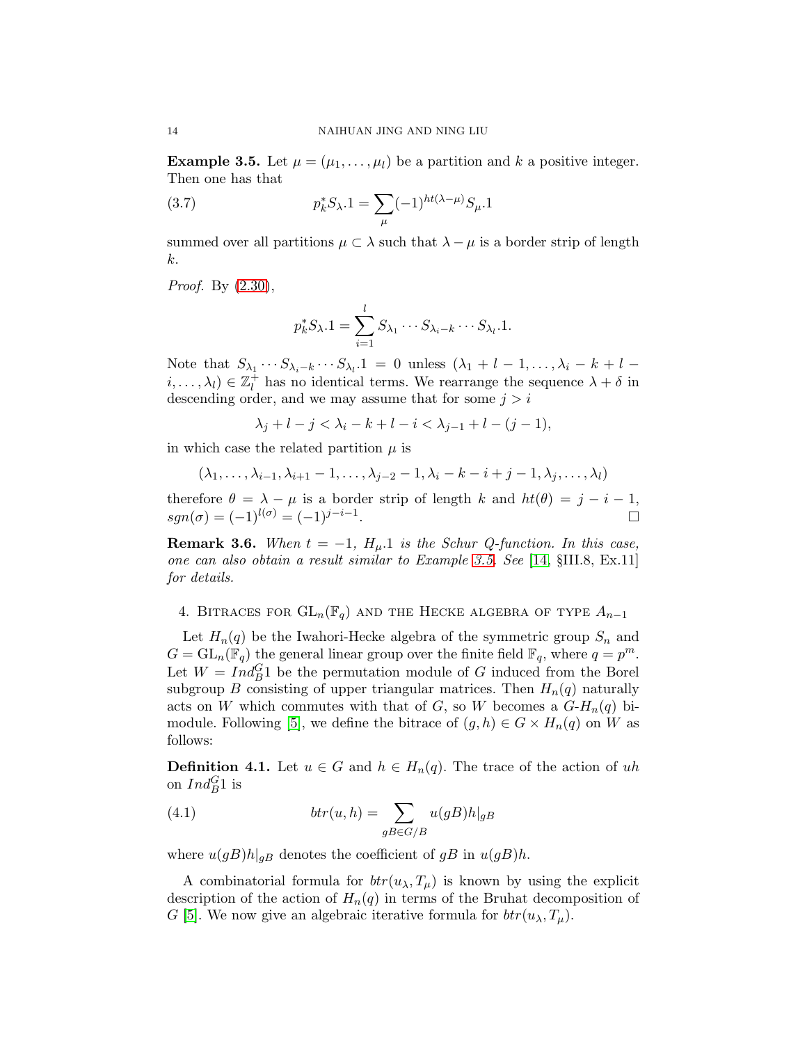**Example 3.5.** Let $\mu = (\mu_1, \ldots, \mu_l)$ be a partition and $k$ a positive integer. Then one has that

$$p_k^* S_\lambda.1 = \sum_\mu (-1)^{ht(\lambda-\mu)} S_\mu.1 \tag{3.7}$$

summed over all partitions $\mu \subset \lambda$ such that $\lambda - \mu$ is a border strip of length $k$.

*Proof.* By (2.30),

$$p_k^* S_\lambda.1 = \sum_{i=1}^{l} S_{\lambda_1} \cdots S_{\lambda_i - k} \cdots S_{\lambda_l}.1.$$

Note that $S_{\lambda_1} \cdots S_{\lambda_i-k} \cdots S_{\lambda_l}.1 = 0$ unless $(\lambda_1 + l - 1, \ldots, \lambda_i - k + l - i, \ldots, \lambda_l) \in \mathbb{Z}_l^+$ has no identical terms. We rearrange the sequence $\lambda + \delta$ in descending order, and we may assume that for some $j > i$

$$\lambda_j + l - j < \lambda_i - k + l - i < \lambda_{j-1} + l - (j-1),$$

in which case the related partition $\mu$ is

$$(\lambda_1, \ldots, \lambda_{i-1}, \lambda_{i+1} - 1, \ldots, \lambda_{j-2} - 1, \lambda_i - k - i + j - 1, \lambda_j, \ldots, \lambda_l)$$

therefore $\theta = \lambda - \mu$ is a border strip of length $k$ and $ht(\theta) = j - i - 1$, $sgn(\sigma) = (-1)^{l(\sigma)} = (-1)^{j-i-1}$. ∎

**Remark 3.6.** *When $t = -1$, $H_\mu.1$ is the Schur Q-function. In this case, one can also obtain a result similar to Example 3.5. See* [14, §III.8, Ex.11] *for details.*

## 4. Bitraces for $\mathrm{GL}_n(\mathbb{F}_q)$ and the Hecke algebra of type $A_{n-1}$

Let $H_n(q)$ be the Iwahori-Hecke algebra of the symmetric group $S_n$ and $G = \mathrm{GL}_n(\mathbb{F}_q)$ the general linear group over the finite field $\mathbb{F}_q$, where $q = p^m$. Let $W = Ind_B^G 1$ be the permutation module of $G$ induced from the Borel subgroup $B$ consisting of upper triangular matrices. Then $H_n(q)$ naturally acts on $W$ which commutes with that of $G$, so $W$ becomes a $G$-$H_n(q)$ bimodule. Following [5], we define the bitrace of $(g, h) \in G \times H_n(q)$ on $W$ as follows:

**Definition 4.1.** Let $u \in G$ and $h \in H_n(q)$. The trace of the action of $uh$ on $Ind_B^G 1$ is

$$btr(u, h) = \sum_{gB \in G/B} u(gB)h|_{gB} \tag{4.1}$$

where $u(gB)h|_{gB}$ denotes the coefficient of $gB$ in $u(gB)h$.

A combinatorial formula for $btr(u_\lambda, T_\mu)$ is known by using the explicit description of the action of $H_n(q)$ in terms of the Bruhat decomposition of $G$ [5]. We now give an algebraic iterative formula for $btr(u_\lambda, T_\mu)$.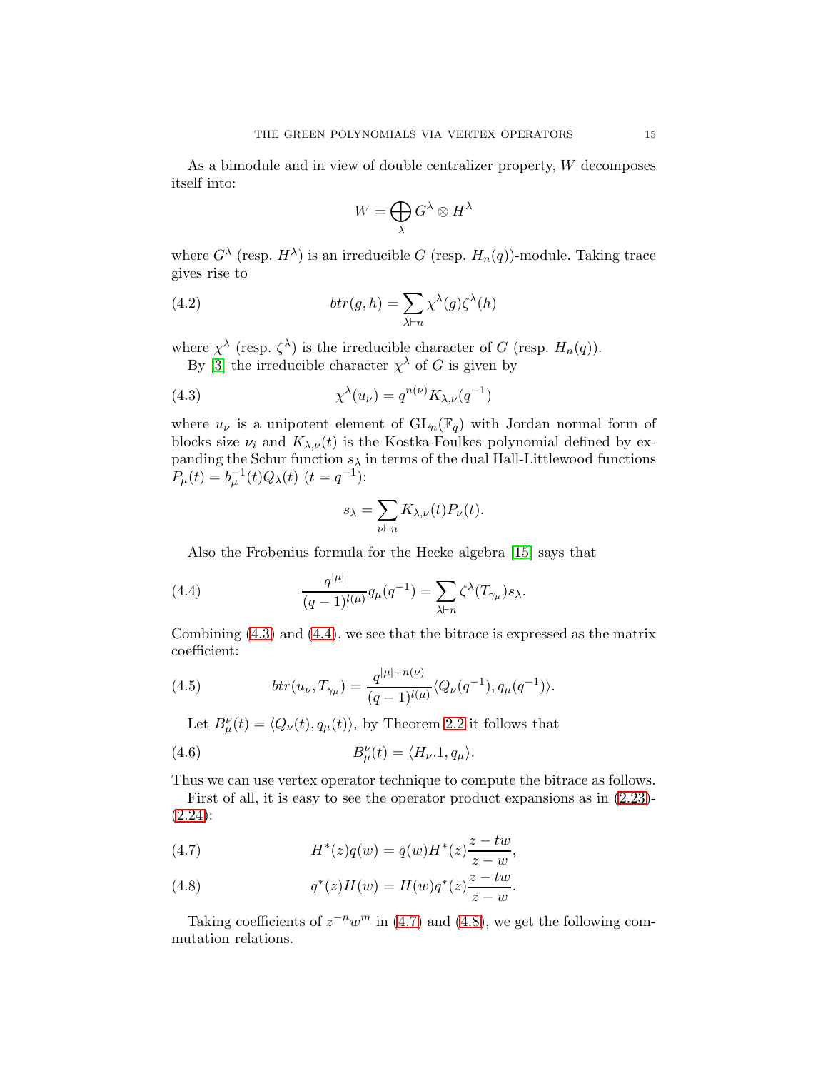As a bimodule and in view of double centralizer property, $W$ decomposes itself into:

$$W = \bigoplus_{\lambda} G^{\lambda} \otimes H^{\lambda}$$

where $G^{\lambda}$ (resp. $H^{\lambda}$) is an irreducible $G$ (resp. $H_n(q)$)-module. Taking trace gives rise to

$$btr(g, h) = \sum_{\lambda \vdash n} \chi^{\lambda}(g) \zeta^{\lambda}(h) \tag{4.2}$$

where $\chi^{\lambda}$ (resp. $\zeta^{\lambda}$) is the irreducible character of $G$ (resp. $H_n(q)$).

By [3] the irreducible character $\chi^{\lambda}$ of $G$ is given by

$$\chi^{\lambda}(u_{\nu}) = q^{n(\nu)} K_{\lambda,\nu}(q^{-1}) \tag{4.3}$$

where $u_{\nu}$ is a unipotent element of $\mathrm{GL}_n(\mathbb{F}_q)$ with Jordan normal form of blocks size $\nu_i$ and $K_{\lambda,\nu}(t)$ is the Kostka-Foulkes polynomial defined by expanding the Schur function $s_{\lambda}$ in terms of the dual Hall-Littlewood functions $P_{\mu}(t) = b_{\mu}^{-1}(t) Q_{\lambda}(t)$ $(t = q^{-1})$:

$$s_{\lambda} = \sum_{\nu \vdash n} K_{\lambda,\nu}(t) P_{\nu}(t).$$

Also the Frobenius formula for the Hecke algebra [15] says that

$$\frac{q^{|\mu|}}{(q-1)^{l(\mu)}} q_{\mu}(q^{-1}) = \sum_{\lambda \vdash n} \zeta^{\lambda}(T_{\gamma_{\mu}}) s_{\lambda}. \tag{4.4}$$

Combining (4.3) and (4.4), we see that the bitrace is expressed as the matrix coefficient:

$$btr(u_{\nu}, T_{\gamma_{\mu}}) = \frac{q^{|\mu|+n(\nu)}}{(q-1)^{l(\mu)}} \langle Q_{\nu}(q^{-1}), q_{\mu}(q^{-1}) \rangle. \tag{4.5}$$

Let $B_{\mu}^{\nu}(t) = \langle Q_{\nu}(t), q_{\mu}(t) \rangle$, by Theorem 2.2 it follows that

$$B_{\mu}^{\nu}(t) = \langle H_{\nu}.1, q_{\mu} \rangle. \tag{4.6}$$

Thus we can use vertex operator technique to compute the bitrace as follows.

First of all, it is easy to see the operator product expansions as in (2.23)-(2.24):

$$H^*(z) q(w) = q(w) H^*(z) \frac{z - tw}{z - w}, \tag{4.7}$$

$$q^*(z) H(w) = H(w) q^*(z) \frac{z - tw}{z - w}. \tag{4.8}$$

Taking coefficients of $z^{-n} w^{m}$ in (4.7) and (4.8), we get the following commutation relations.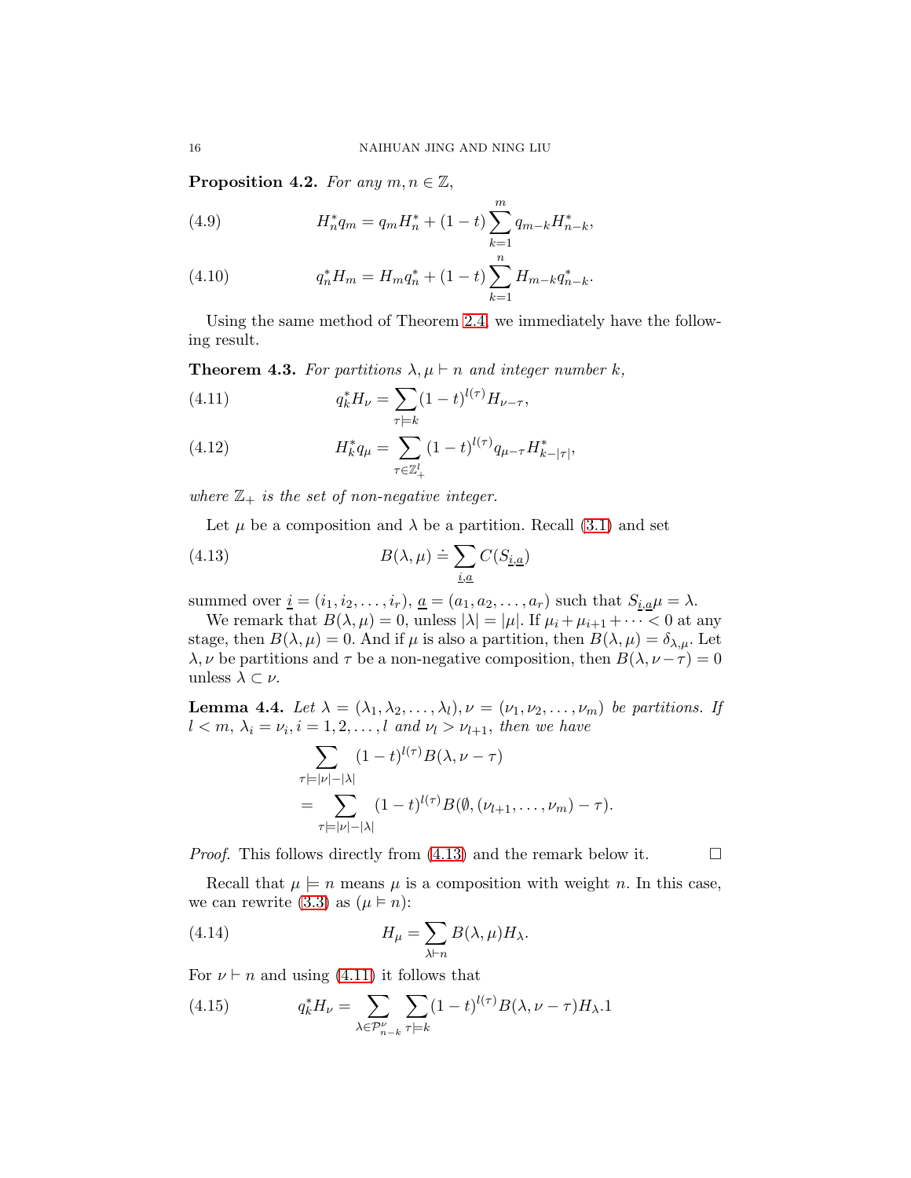**Proposition 4.2.** *For any $m, n \in \mathbb{Z}$,*

$$H_n^* q_m = q_m H_n^* + (1-t)\sum_{k=1}^{m} q_{m-k} H_{n-k}^*, \tag{4.9}$$

$$q_n^* H_m = H_m q_n^* + (1-t)\sum_{k=1}^{n} H_{m-k} q_{n-k}^*. \tag{4.10}$$

Using the same method of Theorem 2.4, we immediately have the following result.

**Theorem 4.3.** *For partitions $\lambda, \mu \vdash n$ and integer number $k$,*

$$q_k^* H_\nu = \sum_{\tau \models k} (1-t)^{l(\tau)} H_{\nu-\tau}, \tag{4.11}$$

$$H_k^* q_\mu = \sum_{\tau \in \mathbb{Z}_+^l} (1-t)^{l(\tau)} q_{\mu-\tau} H_{k-|\tau|}^*, \tag{4.12}$$

*where $\mathbb{Z}_+$ is the set of non-negative integer.*

Let $\mu$ be a composition and $\lambda$ be a partition. Recall (3.1) and set

$$B(\lambda, \mu) \doteq \sum_{\underline{i}, \underline{a}} C(S_{\underline{i}, \underline{a}}) \tag{4.13}$$

summed over $\underline{i} = (i_1, i_2, \ldots, i_r)$, $\underline{a} = (a_1, a_2, \ldots, a_r)$ such that $S_{\underline{i}, \underline{a}}\mu = \lambda$.

We remark that $B(\lambda, \mu) = 0$, unless $|\lambda| = |\mu|$. If $\mu_i + \mu_{i+1} + \cdots < 0$ at any stage, then $B(\lambda, \mu) = 0$. And if $\mu$ is also a partition, then $B(\lambda, \mu) = \delta_{\lambda, \mu}$. Let $\lambda, \nu$ be partitions and $\tau$ be a non-negative composition, then $B(\lambda, \nu - \tau) = 0$ unless $\lambda \subset \nu$.

**Lemma 4.4.** *Let $\lambda = (\lambda_1, \lambda_2, \ldots, \lambda_l), \nu = (\nu_1, \nu_2, \ldots, \nu_m)$ be partitions. If $l < m$, $\lambda_i = \nu_i, i = 1, 2, \ldots, l$ and $\nu_l > \nu_{l+1}$, then we have*

$$\sum_{\tau \models |\nu|-|\lambda|} (1-t)^{l(\tau)} B(\lambda, \nu - \tau)$$
$$= \sum_{\tau \models |\nu|-|\lambda|} (1-t)^{l(\tau)} B(\emptyset, (\nu_{l+1}, \ldots, \nu_m) - \tau).$$

*Proof.* This follows directly from (4.13) and the remark below it. $\square$

Recall that $\mu \models n$ means $\mu$ is a composition with weight $n$. In this case, we can rewrite (3.3) as ($\mu \models n$):

$$H_\mu = \sum_{\lambda \vdash n} B(\lambda, \mu) H_\lambda. \tag{4.14}$$

For $\nu \vdash n$ and using (4.11) it follows that

$$q_k^* H_\nu = \sum_{\lambda \in \mathcal{P}_{n-k}^\nu} \sum_{\tau \models k} (1-t)^{l(\tau)} B(\lambda, \nu - \tau) H_\lambda.1 \tag{4.15}$$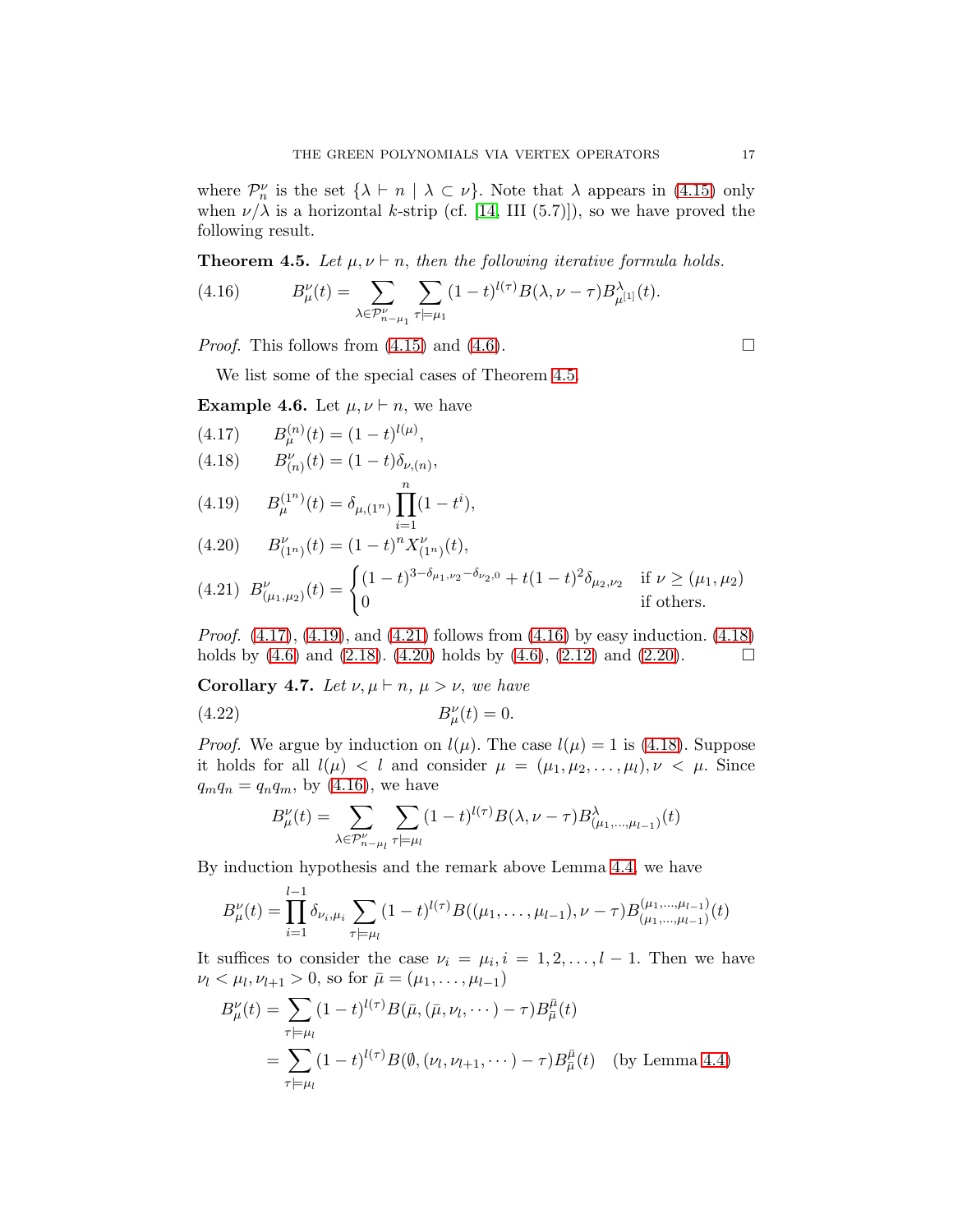where $\mathcal{P}_n^\nu$ is the set $\{\lambda \vdash n \mid \lambda \subset \nu\}$. Note that $\lambda$ appears in (4.15) only when $\nu/\lambda$ is a horizontal $k$-strip (cf. [14, III (5.7)]), so we have proved the following result.

**Theorem 4.5.** *Let $\mu, \nu \vdash n$, then the following iterative formula holds.*

$$B_\mu^\nu(t) = \sum_{\lambda \in \mathcal{P}_{n-\mu_1}^\nu} \sum_{\tau \models \mu_1} (1-t)^{l(\tau)} B(\lambda, \nu - \tau) B_{\mu^{[1]}}^\lambda(t). \tag{4.16}$$

*Proof.* This follows from (4.15) and (4.6). $\square$

We list some of the special cases of Theorem 4.5.

**Example 4.6.** Let $\mu, \nu \vdash n$, we have

$$B_\mu^{(n)}(t) = (1-t)^{l(\mu)}, \tag{4.17}$$

$$B_{(n)}^\nu(t) = (1-t)\delta_{\nu,(n)}, \tag{4.18}$$

$$B_\mu^{(1^n)}(t) = \delta_{\mu,(1^n)} \prod_{i=1}^n (1-t^i), \tag{4.19}$$

$$B_{(1^n)}^\nu(t) = (1-t)^n X_{(1^n)}^\nu(t), \tag{4.20}$$

$$B_{(\mu_1,\mu_2)}^\nu(t) = \begin{cases} (1-t)^{3-\delta_{\mu_1,\nu_2}-\delta_{\nu_2,0}} + t(1-t)^2\delta_{\mu_2,\nu_2} & \text{if } \nu \geq (\mu_1,\mu_2) \\ 0 & \text{if others.} \end{cases} \tag{4.21}$$

*Proof.* (4.17), (4.19), and (4.21) follows from (4.16) by easy induction. (4.18) holds by (4.6) and (2.18). (4.20) holds by (4.6), (2.12) and (2.20). $\square$

**Corollary 4.7.** *Let $\nu, \mu \vdash n$, $\mu > \nu$, we have*

$$B_\mu^\nu(t) = 0. \tag{4.22}$$

*Proof.* We argue by induction on $l(\mu)$. The case $l(\mu) = 1$ is (4.18). Suppose it holds for all $l(\mu) < l$ and consider $\mu = (\mu_1, \mu_2, \ldots, \mu_l), \nu < \mu$. Since $q_m q_n = q_n q_m$, by (4.16), we have

$$B_\mu^\nu(t) = \sum_{\lambda \in \mathcal{P}_{n-\mu_l}^\nu} \sum_{\tau \models \mu_l} (1-t)^{l(\tau)} B(\lambda, \nu - \tau) B_{(\mu_1,\ldots,\mu_{l-1})}^\lambda(t)$$

By induction hypothesis and the remark above Lemma 4.4, we have

$$B_\mu^\nu(t) = \prod_{i=1}^{l-1} \delta_{\nu_i,\mu_i} \sum_{\tau \models \mu_l} (1-t)^{l(\tau)} B((\mu_1,\ldots,\mu_{l-1}), \nu - \tau) B_{(\mu_1,\ldots,\mu_{l-1})}^{(\mu_1,\ldots,\mu_{l-1})}(t)$$

It suffices to consider the case $\nu_i = \mu_i, i = 1, 2, \ldots, l-1$. Then we have $\nu_l < \mu_l, \nu_{l+1} > 0$, so for $\bar{\mu} = (\mu_1, \ldots, \mu_{l-1})$

$$\begin{aligned} B_\mu^\nu(t) &= \sum_{\tau \models \mu_l} (1-t)^{l(\tau)} B(\bar{\mu}, (\bar{\mu}, \nu_l, \cdots) - \tau) B_{\bar{\mu}}^{\bar{\mu}}(t) \\ &= \sum_{\tau \models \mu_l} (1-t)^{l(\tau)} B(\emptyset, (\nu_l, \nu_{l+1}, \cdots) - \tau) B_{\bar{\mu}}^{\bar{\mu}}(t) \quad \text{(by Lemma 4.4)} \end{aligned}$$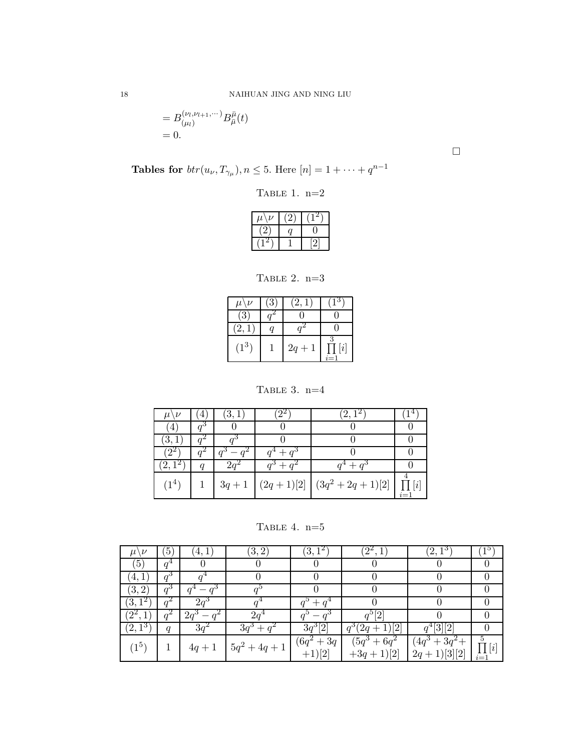$$= B^{(\nu_l, \nu_{l+1}, \cdots)}_{(\mu_l)} B^{\bar{\mu}}_{\bar{\mu}}(t)$$
$$= 0.$$

□

**Tables for** $btr(u_\nu, T_{\gamma_\mu}), n \le 5$. Here $[n] = 1 + \cdots + q^{n-1}$

Table 1. n=2

| $\mu \backslash \nu$ | $(2)$ | $(1^2)$ |
|---|---|---|
| $(2)$ | $q$ | $0$ |
| $(1^2)$ | $1$ | $[2]$ |

Table 2. n=3

| $\mu \backslash \nu$ | $(3)$ | $(2,1)$ | $(1^3)$ |
|---|---|---|---|
| $(3)$ | $q^2$ | $0$ | $0$ |
| $(2,1)$ | $q$ | $q^2$ | $0$ |
| $(1^3)$ | $1$ | $2q+1$ | $\prod_{i=1}^{3}[i]$ |

Table 3. n=4

| $\mu \backslash \nu$ | $(4)$ | $(3,1)$ | $(2^2)$ | $(2,1^2)$ | $(1^4)$ |
|---|---|---|---|---|---|
| $(4)$ | $q^3$ | $0$ | $0$ | $0$ | $0$ |
| $(3,1)$ | $q^2$ | $q^3$ | $0$ | $0$ | $0$ |
| $(2^2)$ | $q^2$ | $q^3 - q^2$ | $q^4 + q^3$ | $0$ | $0$ |
| $(2,1^2)$ | $q$ | $2q^2$ | $q^3 + q^2$ | $q^4 + q^3$ | $0$ |
| $(1^4)$ | $1$ | $3q+1$ | $(2q+1)[2]$ | $(3q^2+2q+1)[2]$ | $\prod_{i=1}^{4}[i]$ |

Table 4. n=5

| $\mu \backslash \nu$ | $(5)$ | $(4,1)$ | $(3,2)$ | $(3,1^2)$ | $(2^2,1)$ | $(2,1^3)$ | $(1^5)$ |
|---|---|---|---|---|---|---|---|
| $(5)$ | $q^4$ | $0$ | $0$ | $0$ | $0$ | $0$ | $0$ |
| $(4,1)$ | $q^3$ | $q^4$ | $0$ | $0$ | $0$ | $0$ | $0$ |
| $(3,2)$ | $q^3$ | $q^4 - q^3$ | $q^5$ | $0$ | $0$ | $0$ | $0$ |
| $(3,1^2)$ | $q^2$ | $2q^3$ | $q^4$ | $q^5 + q^4$ | $0$ | $0$ | $0$ |
| $(2^2,1)$ | $q^2$ | $2q^3 - q^2$ | $2q^4$ | $q^5 - q^3$ | $q^5[2]$ | $0$ | $0$ |
| $(2,1^3)$ | $q$ | $3q^2$ | $3q^3 + q^2$ | $3q^3[2]$ | $q^3(2q+1)[2]$ | $q^4[3][2]$ | $0$ |
| $(1^5)$ | $1$ | $4q+1$ | $5q^2+4q+1$ | $(6q^2+3q+1)[2]$ | $(5q^3+6q^2+3q+1)[2]$ | $(4q^3+3q^2+2q+1)[3][2]$ | $\prod_{i=1}^{5}[i]$ |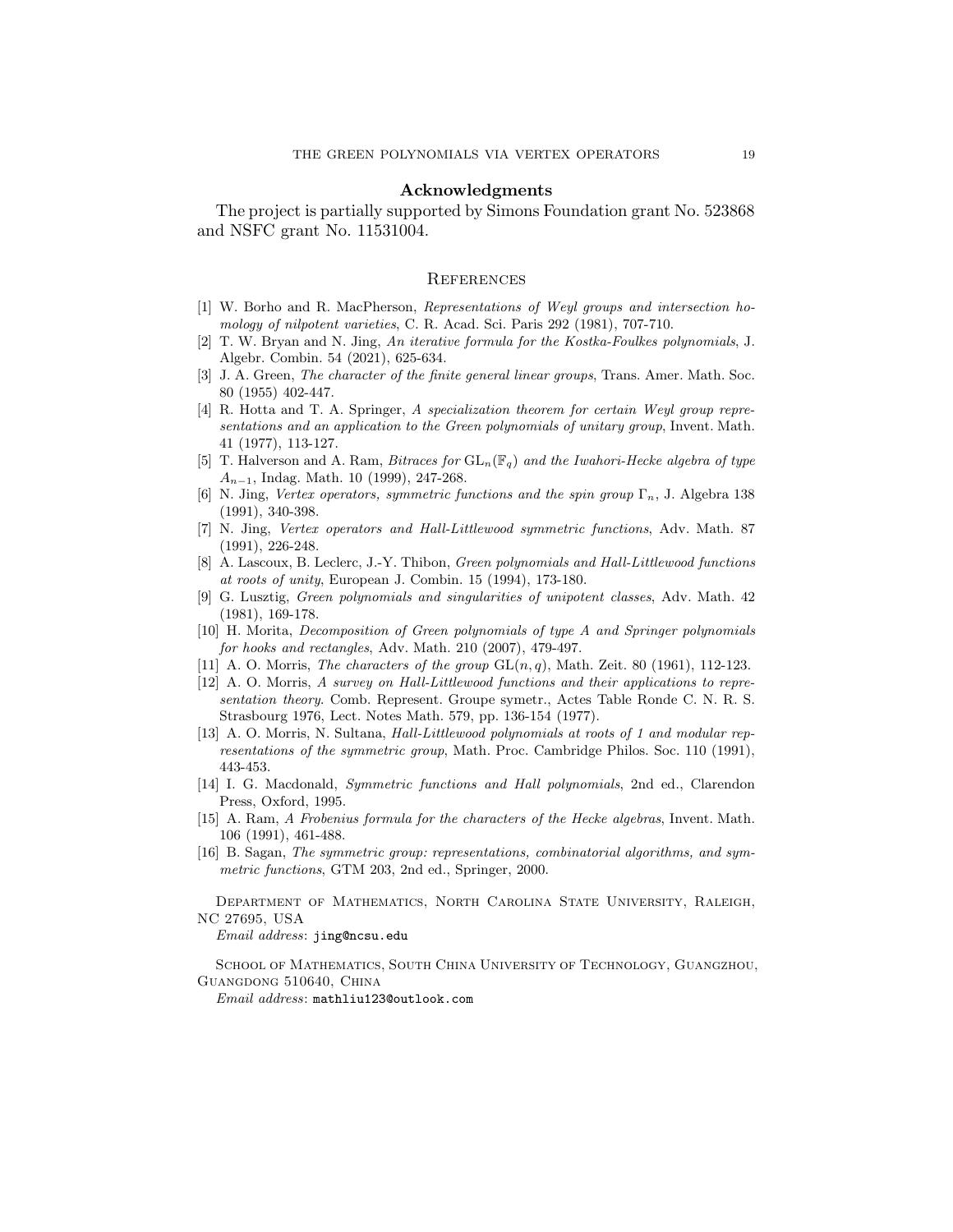## Acknowledgments

The project is partially supported by Simons Foundation grant No. 523868 and NSFC grant No. 11531004.

## References

[1] W. Borho and R. MacPherson, *Representations of Weyl groups and intersection homology of nilpotent varieties*, C. R. Acad. Sci. Paris 292 (1981), 707-710.

[2] T. W. Bryan and N. Jing, *An iterative formula for the Kostka-Foulkes polynomials*, J. Algebr. Combin. 54 (2021), 625-634.

[3] J. A. Green, *The character of the finite general linear groups*, Trans. Amer. Math. Soc. 80 (1955) 402-447.

[4] R. Hotta and T. A. Springer, *A specialization theorem for certain Weyl group representations and an application to the Green polynomials of unitary group*, Invent. Math. 41 (1977), 113-127.

[5] T. Halverson and A. Ram, *Bitraces for* $\mathrm{GL}_n(\mathbb{F}_q)$ *and the Iwahori-Hecke algebra of type* $A_{n-1}$, Indag. Math. 10 (1999), 247-268.

[6] N. Jing, *Vertex operators, symmetric functions and the spin group* $\Gamma_n$, J. Algebra 138 (1991), 340-398.

[7] N. Jing, *Vertex operators and Hall-Littlewood symmetric functions*, Adv. Math. 87 (1991), 226-248.

[8] A. Lascoux, B. Leclerc, J.-Y. Thibon, *Green polynomials and Hall-Littlewood functions at roots of unity*, European J. Combin. 15 (1994), 173-180.

[9] G. Lusztig, *Green polynomials and singularities of unipotent classes*, Adv. Math. 42 (1981), 169-178.

[10] H. Morita, *Decomposition of Green polynomials of type A and Springer polynomials for hooks and rectangles*, Adv. Math. 210 (2007), 479-497.

[11] A. O. Morris, *The characters of the group* $\mathrm{GL}(n, q)$, Math. Zeit. 80 (1961), 112-123.

[12] A. O. Morris, *A survey on Hall-Littlewood functions and their applications to representation theory*. Comb. Represent. Groupe symetr., Actes Table Ronde C. N. R. S. Strasbourg 1976, Lect. Notes Math. 579, pp. 136-154 (1977).

[13] A. O. Morris, N. Sultana, *Hall-Littlewood polynomials at roots of 1 and modular representations of the symmetric group*, Math. Proc. Cambridge Philos. Soc. 110 (1991), 443-453.

[14] I. G. Macdonald, *Symmetric functions and Hall polynomials*, 2nd ed., Clarendon Press, Oxford, 1995.

[15] A. Ram, *A Frobenius formula for the characters of the Hecke algebras*, Invent. Math. 106 (1991), 461-488.

[16] B. Sagan, *The symmetric group: representations, combinatorial algorithms, and symmetric functions*, GTM 203, 2nd ed., Springer, 2000.

Department of Mathematics, North Carolina State University, Raleigh, NC 27695, USA

*Email address*: jing@ncsu.edu

School of Mathematics, South China University of Technology, Guangzhou, Guangdong 510640, China

*Email address*: mathliu123@outlook.com